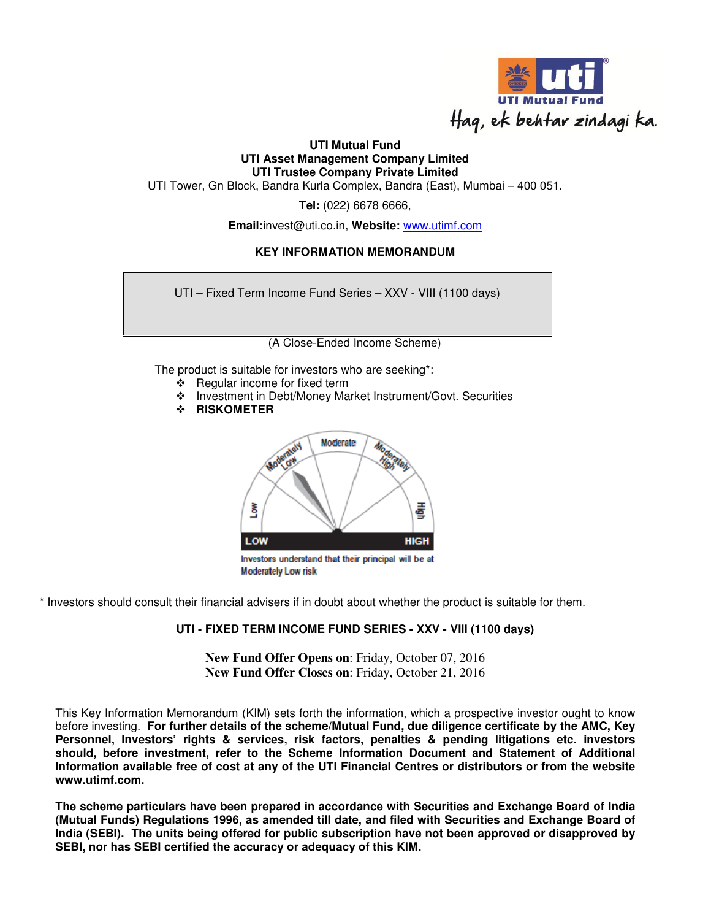UTI Mutual Fund

Haq, ek behtar zindagi ka.

**UTI Mutual Fund**
**UTI Asset Management Company Limited**
**UTI Trustee Company Private Limited**
UTI Tower, Gn Block, Bandra Kurla Complex, Bandra (East), Mumbai – 400 051.

**Tel:** (022) 6678 6666,

**Email:**invest@uti.co.in, **Website:** www.utimf.com

## KEY INFORMATION MEMORANDUM

UTI – Fixed Term Income Fund Series – XXV - VIII (1100 days)

(A Close-Ended Income Scheme)

The product is suitable for investors who are seeking*:

- Regular income for fixed term
- Investment in Debt/Money Market Instrument/Govt. Securities
- **RISKOMETER**

Low | Moderately Low | Moderate | Moderately High | High

LOW — HIGH

Investors understand that their principal will be at Moderately Low risk

* Investors should consult their financial advisers if in doubt about whether the product is suitable for them.

**UTI - FIXED TERM INCOME FUND SERIES - XXV - VIII (1100 days)**

**New Fund Offer Opens on**: Friday, October 07, 2016
**New Fund Offer Closes on**: Friday, October 21, 2016

This Key Information Memorandum (KIM) sets forth the information, which a prospective investor ought to know before investing. **For further details of the scheme/Mutual Fund, due diligence certificate by the AMC, Key Personnel, Investors' rights & services, risk factors, penalties & pending litigations etc. investors should, before investment, refer to the Scheme Information Document and Statement of Additional Information available free of cost at any of the UTI Financial Centres or distributors or from the website www.utimf.com.**

**The scheme particulars have been prepared in accordance with Securities and Exchange Board of India (Mutual Funds) Regulations 1996, as amended till date, and filed with Securities and Exchange Board of India (SEBI). The units being offered for public subscription have not been approved or disapproved by SEBI, nor has SEBI certified the accuracy or adequacy of this KIM.**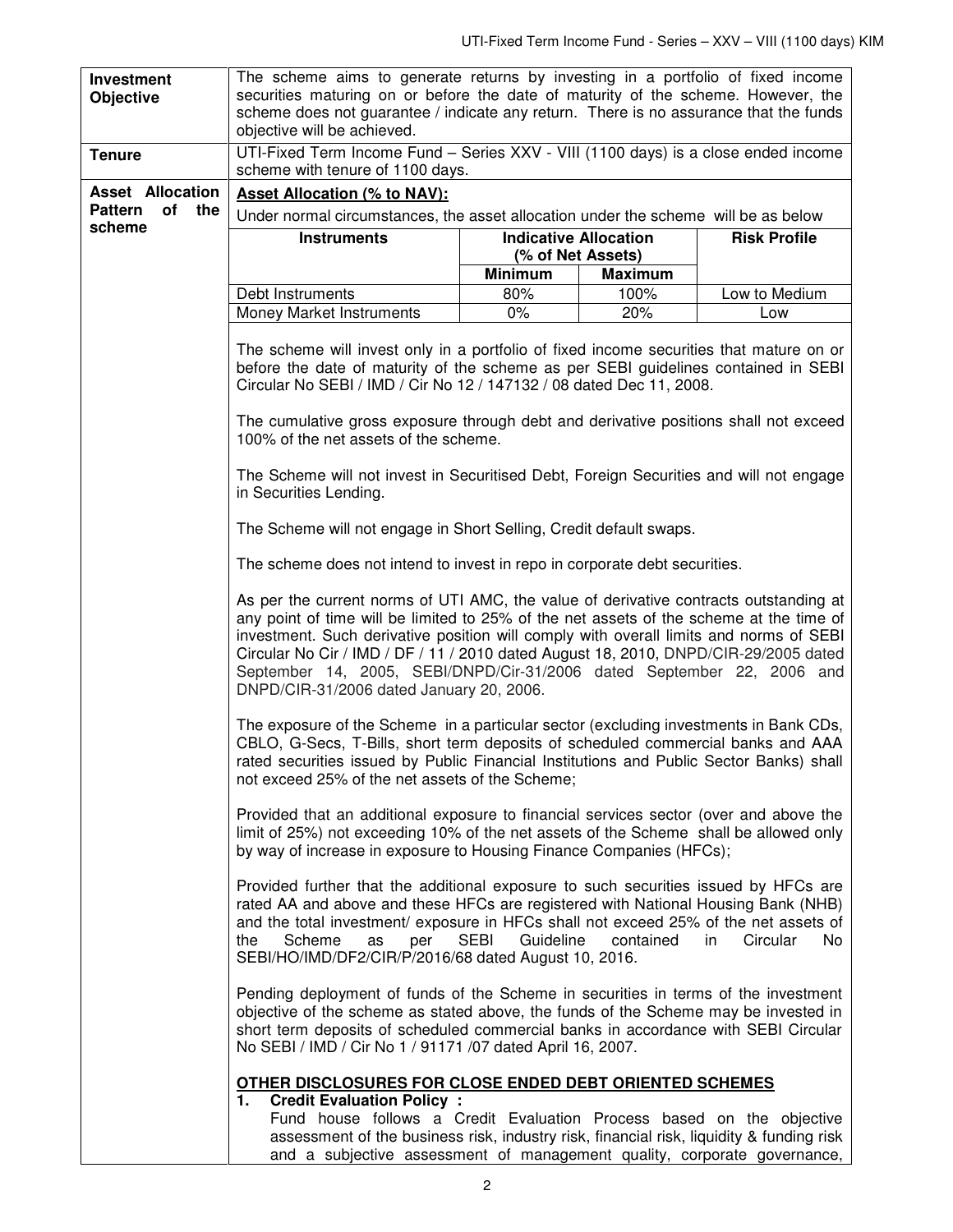| | |
|---|---|
| **Investment Objective** | The scheme aims to generate returns by investing in a portfolio of fixed income securities maturing on or before the date of maturity of the scheme. However, the scheme does not guarantee / indicate any return. There is no assurance that the funds objective will be achieved. |
| **Tenure** | UTI-Fixed Term Income Fund – Series XXV - VIII (1100 days) is a close ended income scheme with tenure of 1100 days. |
| **Asset Allocation Pattern of the scheme** | **Asset Allocation (% to NAV):** Under normal circumstances, the asset allocation under the scheme will be as below |

| Instruments | Indicative Allocation (% of Net Assets) | | Risk Profile |
|---|---|---|---|
| | Minimum | Maximum | |
| Debt Instruments | 80% | 100% | Low to Medium |
| Money Market Instruments | 0% | 20% | Low |

The scheme will invest only in a portfolio of fixed income securities that mature on or before the date of maturity of the scheme as per SEBI guidelines contained in SEBI Circular No SEBI / IMD / Cir No 12 / 147132 / 08 dated Dec 11, 2008.

The cumulative gross exposure through debt and derivative positions shall not exceed 100% of the net assets of the scheme.

The Scheme will not invest in Securitised Debt, Foreign Securities and will not engage in Securities Lending.

The Scheme will not engage in Short Selling, Credit default swaps.

The scheme does not intend to invest in repo in corporate debt securities.

As per the current norms of UTI AMC, the value of derivative contracts outstanding at any point of time will be limited to 25% of the net assets of the scheme at the time of investment. Such derivative position will comply with overall limits and norms of SEBI Circular No Cir / IMD / DF / 11 / 2010 dated August 18, 2010, DNPD/CIR-29/2005 dated September 14, 2005, SEBI/DNPD/Cir-31/2006 dated September 22, 2006 and DNPD/CIR-31/2006 dated January 20, 2006.

The exposure of the Scheme in a particular sector (excluding investments in Bank CDs, CBLO, G-Secs, T-Bills, short term deposits of scheduled commercial banks and AAA rated securities issued by Public Financial Institutions and Public Sector Banks) shall not exceed 25% of the net assets of the Scheme;

Provided that an additional exposure to financial services sector (over and above the limit of 25%) not exceeding 10% of the net assets of the Scheme shall be allowed only by way of increase in exposure to Housing Finance Companies (HFCs);

Provided further that the additional exposure to such securities issued by HFCs are rated AA and above and these HFCs are registered with National Housing Bank (NHB) and the total investment/ exposure in HFCs shall not exceed 25% of the net assets of the Scheme as per SEBI Guideline contained in Circular No SEBI/HO/IMD/DF2/CIR/P/2016/68 dated August 10, 2016.

Pending deployment of funds of the Scheme in securities in terms of the investment objective of the scheme as stated above, the funds of the Scheme may be invested in short term deposits of scheduled commercial banks in accordance with SEBI Circular No SEBI / IMD / Cir No 1 / 91171 /07 dated April 16, 2007.

**OTHER DISCLOSURES FOR CLOSE ENDED DEBT ORIENTED SCHEMES**

1. **Credit Evaluation Policy :**
   Fund house follows a Credit Evaluation Process based on the objective assessment of the business risk, industry risk, financial risk, liquidity & funding risk and a subjective assessment of management quality, corporate governance,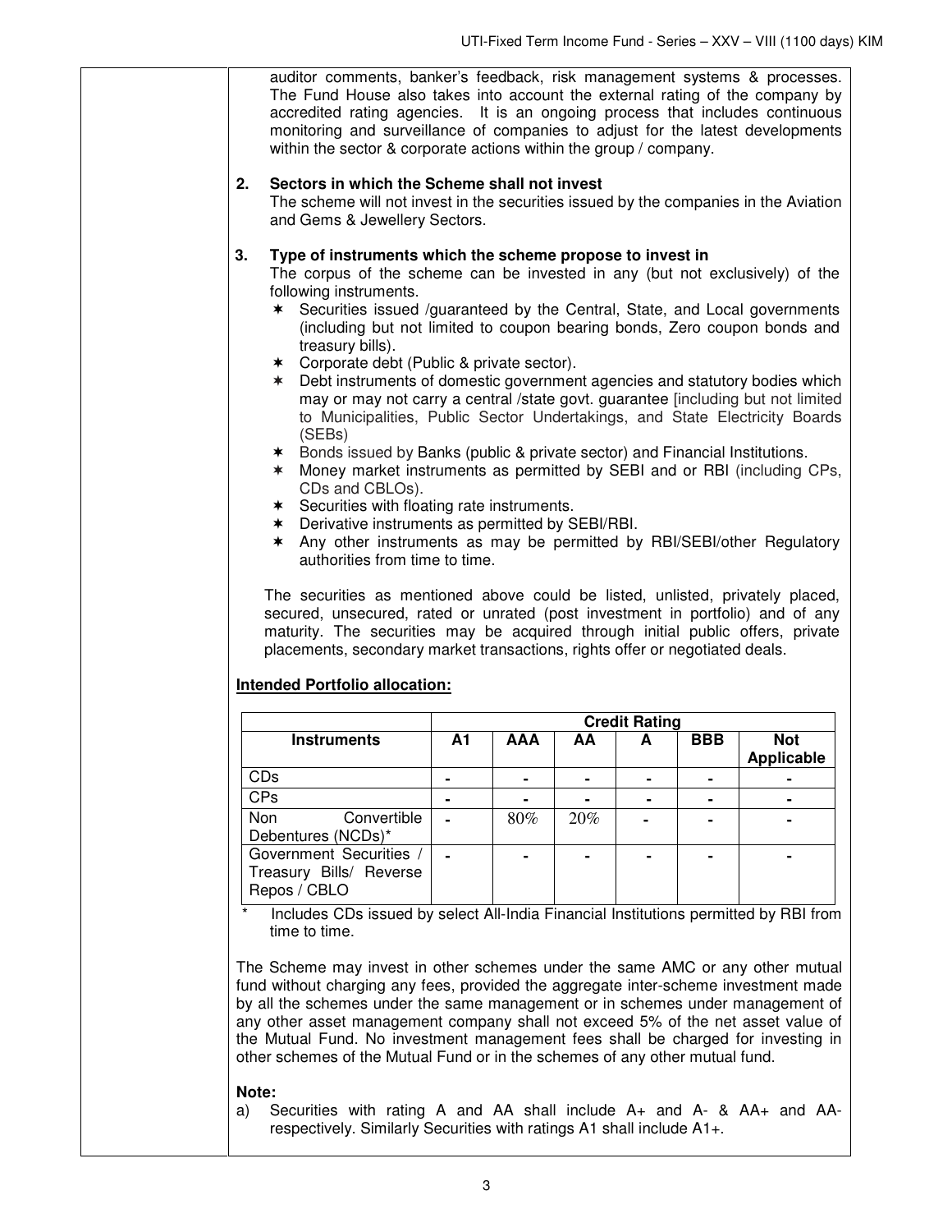auditor comments, banker's feedback, risk management systems & processes. The Fund House also takes into account the external rating of the company by accredited rating agencies. It is an ongoing process that includes continuous monitoring and surveillance of companies to adjust for the latest developments within the sector & corporate actions within the group / company.

**2. Sectors in which the Scheme shall not invest**

The scheme will not invest in the securities issued by the companies in the Aviation and Gems & Jewellery Sectors.

**3. Type of instruments which the scheme propose to invest in**

The corpus of the scheme can be invested in any (but not exclusively) of the following instruments.

- Securities issued /guaranteed by the Central, State, and Local governments (including but not limited to coupon bearing bonds, Zero coupon bonds and treasury bills).
- Corporate debt (Public & private sector).
- Debt instruments of domestic government agencies and statutory bodies which may or may not carry a central /state govt. guarantee [including but not limited to Municipalities, Public Sector Undertakings, and State Electricity Boards (SEBs)
- Bonds issued by Banks (public & private sector) and Financial Institutions.
- Money market instruments as permitted by SEBI and or RBI (including CPs, CDs and CBLOs).
- Securities with floating rate instruments.
- Derivative instruments as permitted by SEBI/RBI.
- Any other instruments as may be permitted by RBI/SEBI/other Regulatory authorities from time to time.

The securities as mentioned above could be listed, unlisted, privately placed, secured, unsecured, rated or unrated (post investment in portfolio) and of any maturity. The securities may be acquired through initial public offers, private placements, secondary market transactions, rights offer or negotiated deals.

**Intended Portfolio allocation:**

| | Credit Rating | | | | | |
|---|---|---|---|---|---|---|
| **Instruments** | **A1** | **AAA** | **AA** | **A** | **BBB** | **Not Applicable** |
| CDs | - | - | - | - | - | - |
| CPs | - | - | - | - | - | - |
| Non Convertible Debentures (NCDs)* | - | 80% | 20% | - | - | - |
| Government Securities / Treasury Bills/ Reverse Repos / CBLO | - | - | - | - | - | - |

\* Includes CDs issued by select All-India Financial Institutions permitted by RBI from time to time.

The Scheme may invest in other schemes under the same AMC or any other mutual fund without charging any fees, provided the aggregate inter-scheme investment made by all the schemes under the same management or in schemes under management of any other asset management company shall not exceed 5% of the net asset value of the Mutual Fund. No investment management fees shall be charged for investing in other schemes of the Mutual Fund or in the schemes of any other mutual fund.

**Note:**

a) Securities with rating A and AA shall include A+ and A- & AA+ and AA- respectively. Similarly Securities with ratings A1 shall include A1+.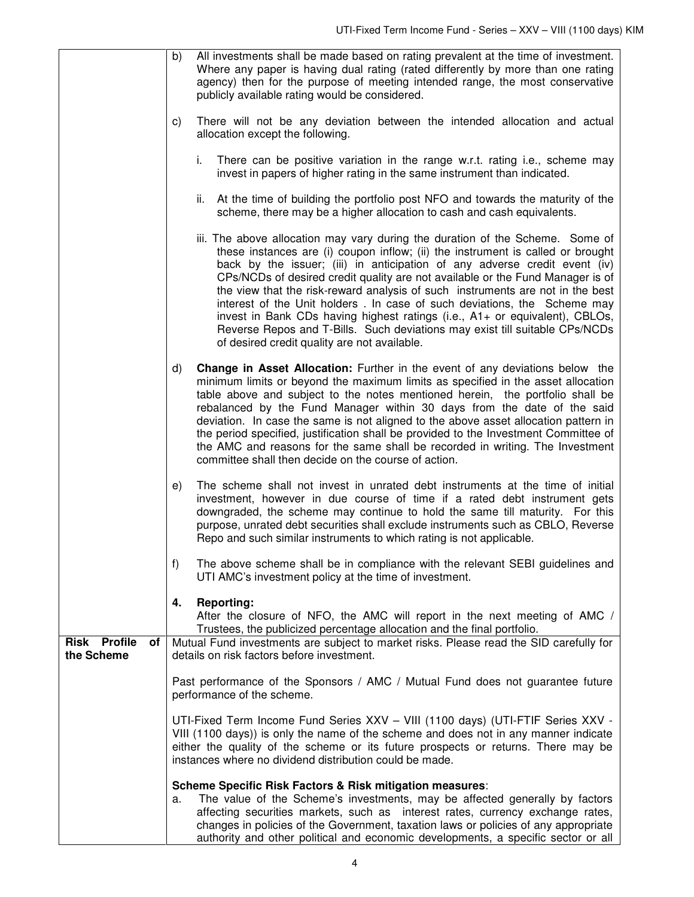| | |
|---|---|
| | b) All investments shall be made based on rating prevalent at the time of investment. Where any paper is having dual rating (rated differently by more than one rating agency) then for the purpose of meeting intended range, the most conservative publicly available rating would be considered.<br><br>c) There will not be any deviation between the intended allocation and actual allocation except the following.<br><br>i. There can be positive variation in the range w.r.t. rating i.e., scheme may invest in papers of higher rating in the same instrument than indicated.<br><br>ii. At the time of building the portfolio post NFO and towards the maturity of the scheme, there may be a higher allocation to cash and cash equivalents.<br><br>iii. The above allocation may vary during the duration of the Scheme. Some of these instances are (i) coupon inflow; (ii) the instrument is called or brought back by the issuer; (iii) in anticipation of any adverse credit event (iv) CPs/NCDs of desired credit quality are not available or the Fund Manager is of the view that the risk-reward analysis of such instruments are not in the best interest of the Unit holders . In case of such deviations, the Scheme may invest in Bank CDs having highest ratings (i.e., A1+ or equivalent), CBLOs, Reverse Repos and T-Bills. Such deviations may exist till suitable CPs/NCDs of desired credit quality are not available.<br><br>d) **Change in Asset Allocation:** Further in the event of any deviations below the minimum limits or beyond the maximum limits as specified in the asset allocation table above and subject to the notes mentioned herein, the portfolio shall be rebalanced by the Fund Manager within 30 days from the date of the said deviation. In case the same is not aligned to the above asset allocation pattern in the period specified, justification shall be provided to the Investment Committee of the AMC and reasons for the same shall be recorded in writing. The Investment committee shall then decide on the course of action.<br><br>e) The scheme shall not invest in unrated debt instruments at the time of initial investment, however in due course of time if a rated debt instrument gets downgraded, the scheme may continue to hold the same till maturity. For this purpose, unrated debt securities shall exclude instruments such as CBLO, Reverse Repo and such similar instruments to which rating is not applicable.<br><br>f) The above scheme shall be in compliance with the relevant SEBI guidelines and UTI AMC's investment policy at the time of investment.<br><br>**4. Reporting:**<br>After the closure of NFO, the AMC will report in the next meeting of AMC / Trustees, the publicized percentage allocation and the final portfolio. |
| **Risk Profile of the Scheme** | Mutual Fund investments are subject to market risks. Please read the SID carefully for details on risk factors before investment.<br><br>Past performance of the Sponsors / AMC / Mutual Fund does not guarantee future performance of the scheme.<br><br>UTI-Fixed Term Income Fund Series XXV – VIII (1100 days) (UTI-FTIF Series XXV - VIII (1100 days)) is only the name of the scheme and does not in any manner indicate either the quality of the scheme or its future prospects or returns. There may be instances where no dividend distribution could be made.<br><br>**Scheme Specific Risk Factors & Risk mitigation measures**:<br>a. The value of the Scheme's investments, may be affected generally by factors affecting securities markets, such as interest rates, currency exchange rates, changes in policies of the Government, taxation laws or policies of any appropriate authority and other political and economic developments, a specific sector or all |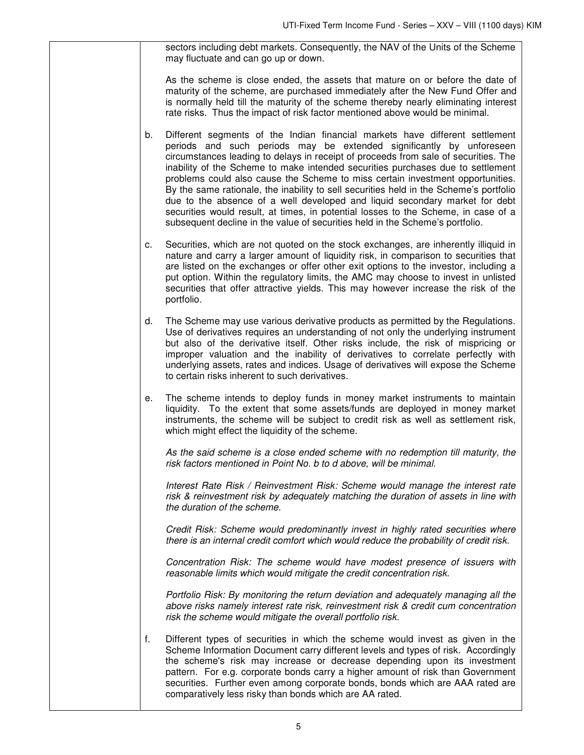sectors including debt markets. Consequently, the NAV of the Units of the Scheme may fluctuate and can go up or down.

As the scheme is close ended, the assets that mature on or before the date of maturity of the scheme, are purchased immediately after the New Fund Offer and is normally held till the maturity of the scheme thereby nearly eliminating interest rate risks. Thus the impact of risk factor mentioned above would be minimal.

b. Different segments of the Indian financial markets have different settlement periods and such periods may be extended significantly by unforeseen circumstances leading to delays in receipt of proceeds from sale of securities. The inability of the Scheme to make intended securities purchases due to settlement problems could also cause the Scheme to miss certain investment opportunities. By the same rationale, the inability to sell securities held in the Scheme's portfolio due to the absence of a well developed and liquid secondary market for debt securities would result, at times, in potential losses to the Scheme, in case of a subsequent decline in the value of securities held in the Scheme's portfolio.

c. Securities, which are not quoted on the stock exchanges, are inherently illiquid in nature and carry a larger amount of liquidity risk, in comparison to securities that are listed on the exchanges or offer other exit options to the investor, including a put option. Within the regulatory limits, the AMC may choose to invest in unlisted securities that offer attractive yields. This may however increase the risk of the portfolio.

d. The Scheme may use various derivative products as permitted by the Regulations. Use of derivatives requires an understanding of not only the underlying instrument but also of the derivative itself. Other risks include, the risk of mispricing or improper valuation and the inability of derivatives to correlate perfectly with underlying assets, rates and indices. Usage of derivatives will expose the Scheme to certain risks inherent to such derivatives.

e. The scheme intends to deploy funds in money market instruments to maintain liquidity. To the extent that some assets/funds are deployed in money market instruments, the scheme will be subject to credit risk as well as settlement risk, which might effect the liquidity of the scheme.

*As the said scheme is a close ended scheme with no redemption till maturity, the risk factors mentioned in Point No. b to d above, will be minimal.*

*Interest Rate Risk / Reinvestment Risk: Scheme would manage the interest rate risk & reinvestment risk by adequately matching the duration of assets in line with the duration of the scheme.*

*Credit Risk: Scheme would predominantly invest in highly rated securities where there is an internal credit comfort which would reduce the probability of credit risk.*

*Concentration Risk: The scheme would have modest presence of issuers with reasonable limits which would mitigate the credit concentration risk.*

*Portfolio Risk: By monitoring the return deviation and adequately managing all the above risks namely interest rate risk, reinvestment risk & credit cum concentration risk the scheme would mitigate the overall portfolio risk.*

f. Different types of securities in which the scheme would invest as given in the Scheme Information Document carry different levels and types of risk. Accordingly the scheme's risk may increase or decrease depending upon its investment pattern. For e.g. corporate bonds carry a higher amount of risk than Government securities. Further even among corporate bonds, bonds which are AAA rated are comparatively less risky than bonds which are AA rated.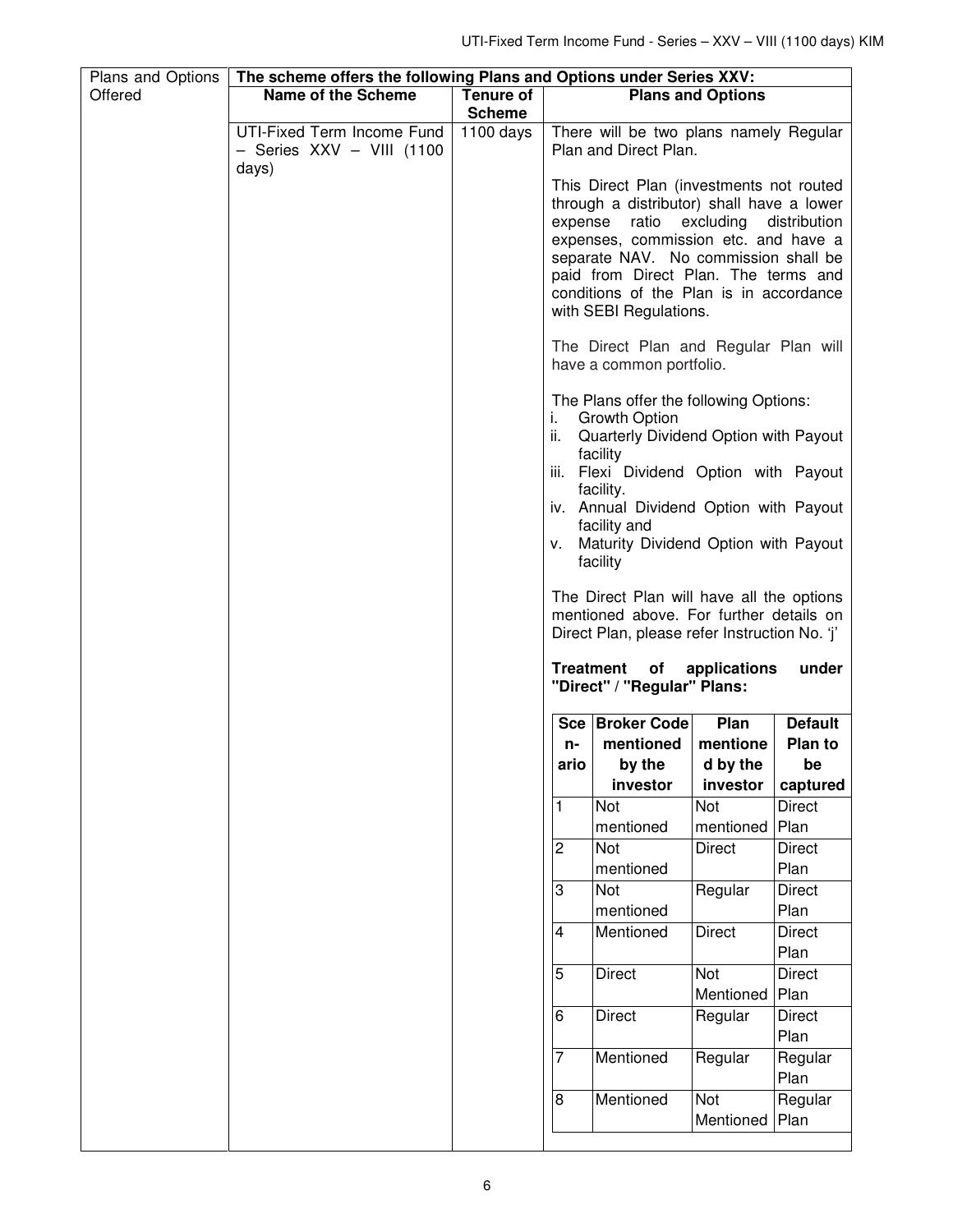| Plans and Options Offered | The scheme offers the following Plans and Options under Series XXV: | | |
|---|---|---|---|
| | **Name of the Scheme** | **Tenure of Scheme** | **Plans and Options** |
| | UTI-Fixed Term Income Fund – Series XXV – VIII (1100 days) | 1100 days | There will be two plans namely Regular Plan and Direct Plan.<br><br>This Direct Plan (investments not routed through a distributor) shall have a lower expense ratio excluding distribution expenses, commission etc. and have a separate NAV. No commission shall be paid from Direct Plan. The terms and conditions of the Plan is in accordance with SEBI Regulations.<br><br>The Direct Plan and Regular Plan will have a common portfolio.<br><br>The Plans offer the following Options:<br>i. Growth Option<br>ii. Quarterly Dividend Option with Payout facility<br>iii. Flexi Dividend Option with Payout facility.<br>iv. Annual Dividend Option with Payout facility and<br>v. Maturity Dividend Option with Payout facility<br><br>The Direct Plan will have all the options mentioned above. For further details on Direct Plan, please refer Instruction No. 'j'<br><br>**Treatment of applications under "Direct" / "Regular" Plans:** |

**Treatment of applications under "Direct" / "Regular" Plans:**

| Scenario | Broker Code mentioned by the investor | Plan mentioned by the investor | Default Plan to be captured |
|---|---|---|---|
| 1 | Not mentioned | Not mentioned | Direct Plan |
| 2 | Not mentioned | Direct | Direct Plan |
| 3 | Not mentioned | Regular | Direct Plan |
| 4 | Mentioned | Direct | Direct Plan |
| 5 | Direct | Not Mentioned | Direct Plan |
| 6 | Direct | Regular | Direct Plan |
| 7 | Mentioned | Regular | Regular Plan |
| 8 | Mentioned | Not Mentioned | Regular Plan |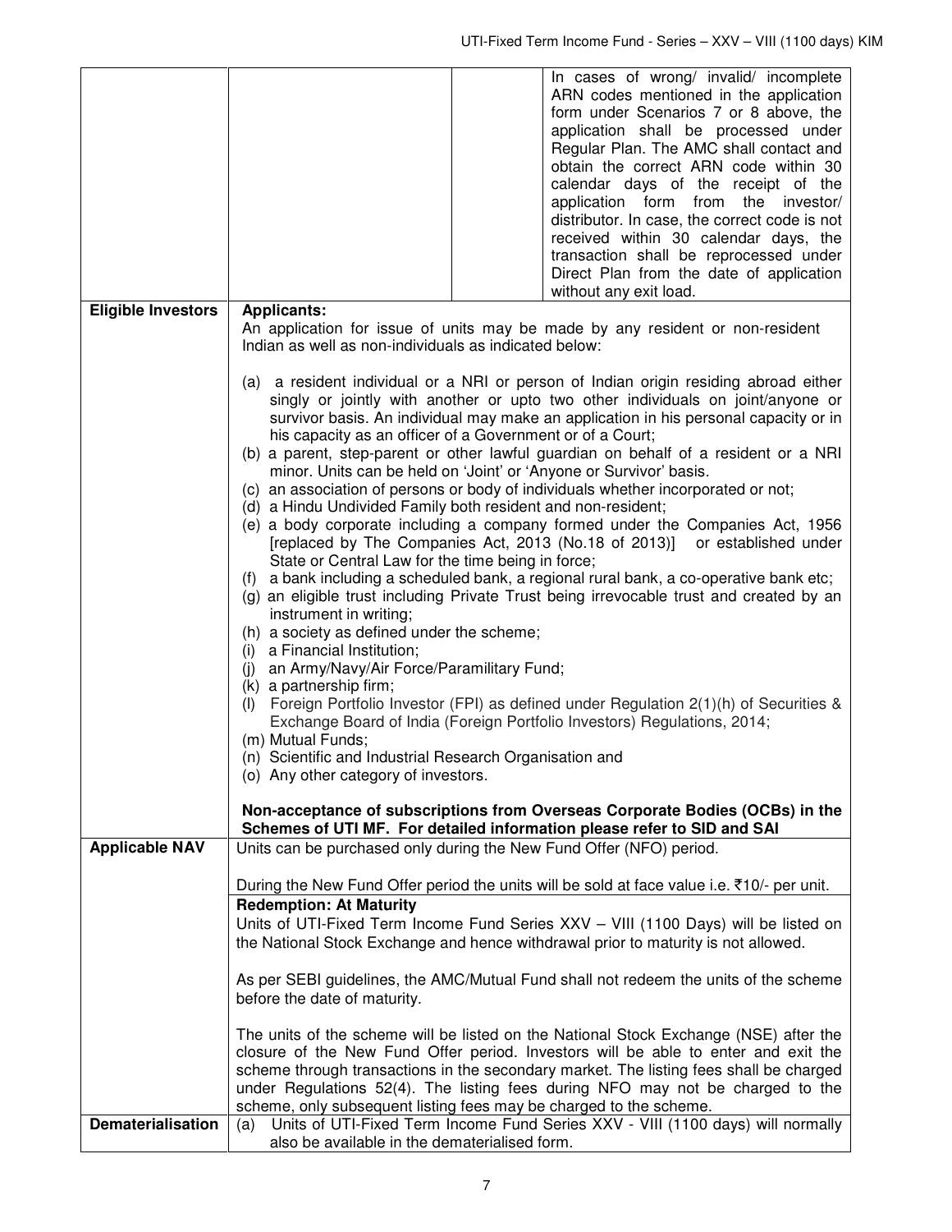| | | | |
|---|---|---|---|
| | | | In cases of wrong/ invalid/ incomplete ARN codes mentioned in the application form under Scenarios 7 or 8 above, the application shall be processed under Regular Plan. The AMC shall contact and obtain the correct ARN code within 30 calendar days of the receipt of the application form from the investor/ distributor. In case, the correct code is not received within 30 calendar days, the transaction shall be reprocessed under Direct Plan from the date of application without any exit load. |
| **Eligible Investors** | **Applicants:**<br>An application for issue of units may be made by any resident or non-resident Indian as well as non-individuals as indicated below:<br><br>(a) a resident individual or a NRI or person of Indian origin residing abroad either singly or jointly with another or upto two other individuals on joint/anyone or survivor basis. An individual may make an application in his personal capacity or in his capacity as an officer of a Government or of a Court;<br>(b) a parent, step-parent or other lawful guardian on behalf of a resident or a NRI minor. Units can be held on 'Joint' or 'Anyone or Survivor' basis.<br>(c) an association of persons or body of individuals whether incorporated or not;<br>(d) a Hindu Undivided Family both resident and non-resident;<br>(e) a body corporate including a company formed under the Companies Act, 1956 [replaced by The Companies Act, 2013 (No.18 of 2013)] or established under State or Central Law for the time being in force;<br>(f) a bank including a scheduled bank, a regional rural bank, a co-operative bank etc;<br>(g) an eligible trust including Private Trust being irrevocable trust and created by an instrument in writing;<br>(h) a society as defined under the scheme;<br>(i) a Financial Institution;<br>(j) an Army/Navy/Air Force/Paramilitary Fund;<br>(k) a partnership firm;<br>(l) Foreign Portfolio Investor (FPI) as defined under Regulation 2(1)(h) of Securities & Exchange Board of India (Foreign Portfolio Investors) Regulations, 2014;<br>(m) Mutual Funds;<br>(n) Scientific and Industrial Research Organisation and<br>(o) Any other category of investors.<br><br>**Non-acceptance of subscriptions from Overseas Corporate Bodies (OCBs) in the Schemes of UTI MF. For detailed information please refer to SID and SAI** | | |
| **Applicable NAV** | Units can be purchased only during the New Fund Offer (NFO) period.<br><br>During the New Fund Offer period the units will be sold at face value i.e. ₹10/- per unit.<br><br>**Redemption: At Maturity**<br>Units of UTI-Fixed Term Income Fund Series XXV – VIII (1100 Days) will be listed on the National Stock Exchange and hence withdrawal prior to maturity is not allowed.<br><br>As per SEBI guidelines, the AMC/Mutual Fund shall not redeem the units of the scheme before the date of maturity.<br><br>The units of the scheme will be listed on the National Stock Exchange (NSE) after the closure of the New Fund Offer period. Investors will be able to enter and exit the scheme through transactions in the secondary market. The listing fees shall be charged under Regulations 52(4). The listing fees during NFO may not be charged to the scheme, only subsequent listing fees may be charged to the scheme. | | |
| **Dematerialisation** | (a) Units of UTI-Fixed Term Income Fund Series XXV - VIII (1100 days) will normally also be available in the dematerialised form. | | |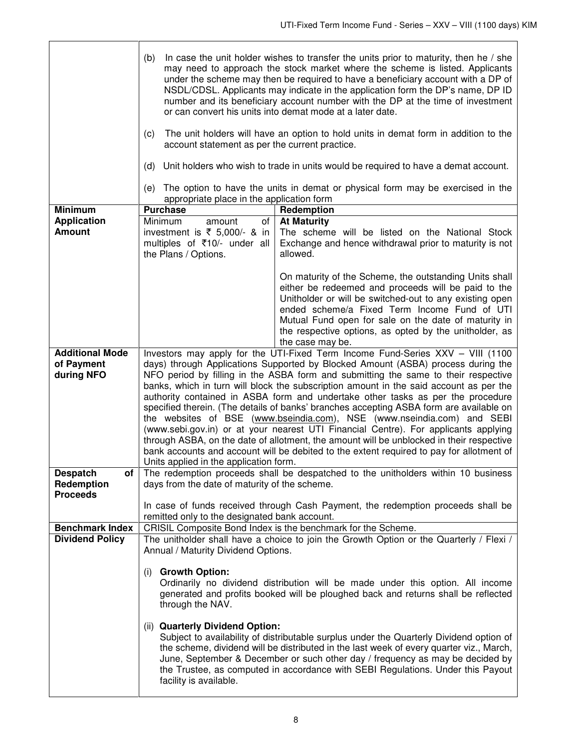| | | |
|---|---|---|
| | (b) In case the unit holder wishes to transfer the units prior to maturity, then he / she may need to approach the stock market where the scheme is listed. Applicants under the scheme may then be required to have a beneficiary account with a DP of NSDL/CDSL. Applicants may indicate in the application form the DP's name, DP ID number and its beneficiary account number with the DP at the time of investment or can convert his units into demat mode at a later date.<br><br>(c) The unit holders will have an option to hold units in demat form in addition to the account statement as per the current practice.<br><br>(d) Unit holders who wish to trade in units would be required to have a demat account.<br><br>(e) The option to have the units in demat or physical form may be exercised in the appropriate place in the application form | |
| **Minimum Application Amount** | **Purchase**<br>Minimum amount of investment is ₹ 5,000/- & in multiples of ₹10/- under all the Plans / Options. | **Redemption**<br>**At Maturity**<br>The scheme will be listed on the National Stock Exchange and hence withdrawal prior to maturity is not allowed.<br><br>On maturity of the Scheme, the outstanding Units shall either be redeemed and proceeds will be paid to the Unitholder or will be switched-out to any existing open ended scheme/a Fixed Term Income Fund of UTI Mutual Fund open for sale on the date of maturity in the respective options, as opted by the unitholder, as the case may be. |
| **Additional Mode of Payment during NFO** | Investors may apply for the UTI-Fixed Term Income Fund-Series XXV – VIII (1100 days) through Applications Supported by Blocked Amount (ASBA) process during the NFO period by filling in the ASBA form and submitting the same to their respective banks, which in turn will block the subscription amount in the said account as per the authority contained in ASBA form and undertake other tasks as per the procedure specified therein. (The details of banks' branches accepting ASBA form are available on the websites of BSE (www.bseindia.com), NSE (www.nseindia.com) and SEBI (www.sebi.gov.in) or at your nearest UTI Financial Centre). For applicants applying through ASBA, on the date of allotment, the amount will be unblocked in their respective bank accounts and account will be debited to the extent required to pay for allotment of Units applied in the application form. | |
| **Despatch of Redemption Proceeds** | The redemption proceeds shall be despatched to the unitholders within 10 business days from the date of maturity of the scheme.<br><br>In case of funds received through Cash Payment, the redemption proceeds shall be remitted only to the designated bank account. | |
| **Benchmark Index** | CRISIL Composite Bond Index is the benchmark for the Scheme. | |
| **Dividend Policy** | The unitholder shall have a choice to join the Growth Option or the Quarterly / Flexi / Annual / Maturity Dividend Options.<br><br>(i) **Growth Option:**<br>Ordinarily no dividend distribution will be made under this option. All income generated and profits booked will be ploughed back and returns shall be reflected through the NAV.<br><br>(ii) **Quarterly Dividend Option:**<br>Subject to availability of distributable surplus under the Quarterly Dividend option of the scheme, dividend will be distributed in the last week of every quarter viz., March, June, September & December or such other day / frequency as may be decided by the Trustee, as computed in accordance with SEBI Regulations. Under this Payout facility is available. | |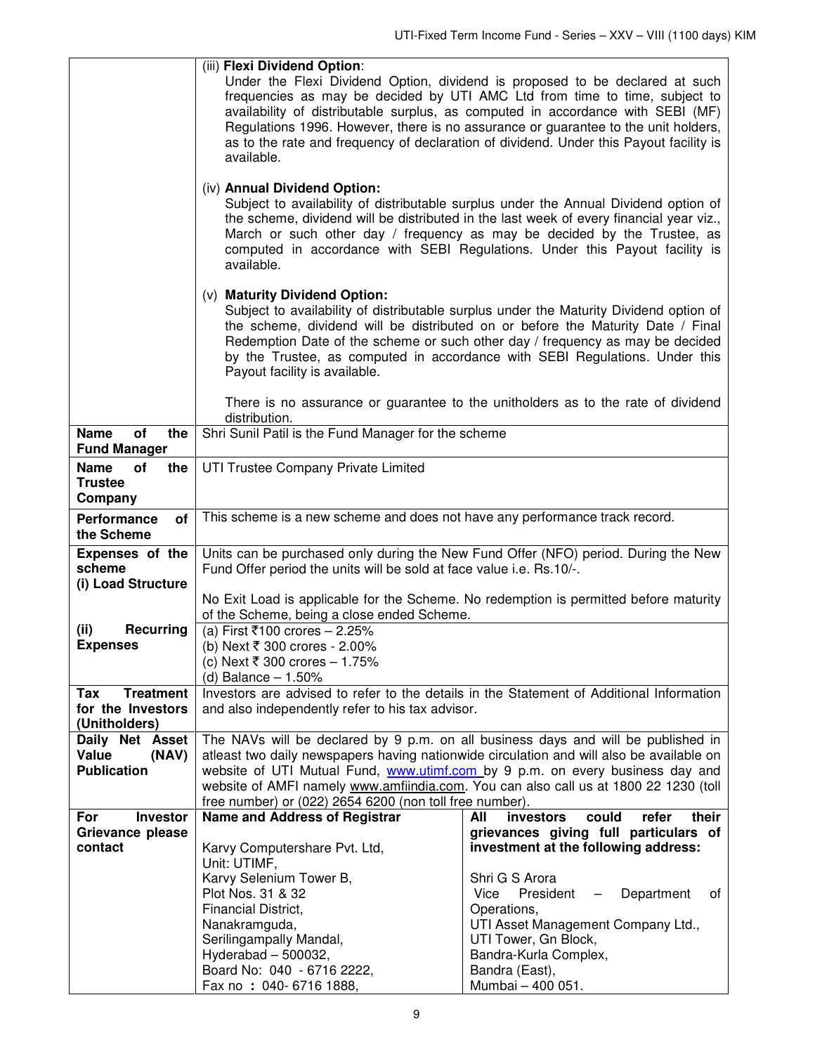| | |
|---|---|
| | (iii) **Flexi Dividend Option**:<br>Under the Flexi Dividend Option, dividend is proposed to be declared at such frequencies as may be decided by UTI AMC Ltd from time to time, subject to availability of distributable surplus, as computed in accordance with SEBI (MF) Regulations 1996. However, there is no assurance or guarantee to the unit holders, as to the rate and frequency of declaration of dividend. Under this Payout facility is available.<br><br>(iv) **Annual Dividend Option:**<br>Subject to availability of distributable surplus under the Annual Dividend option of the scheme, dividend will be distributed in the last week of every financial year viz., March or such other day / frequency as may be decided by the Trustee, as computed in accordance with SEBI Regulations. Under this Payout facility is available.<br><br>(v) **Maturity Dividend Option:**<br>Subject to availability of distributable surplus under the Maturity Dividend option of the scheme, dividend will be distributed on or before the Maturity Date / Final Redemption Date of the scheme or such other day / frequency as may be decided by the Trustee, as computed in accordance with SEBI Regulations. Under this Payout facility is available.<br><br>There is no assurance or guarantee to the unitholders as to the rate of dividend distribution. |
| **Name of the Fund Manager** | Shri Sunil Patil is the Fund Manager for the scheme |
| **Name of the Trustee Company** | UTI Trustee Company Private Limited |
| **Performance of the Scheme** | This scheme is a new scheme and does not have any performance track record. |
| **Expenses of the scheme**<br>**(i) Load Structure** | Units can be purchased only during the New Fund Offer (NFO) period. During the New Fund Offer period the units will be sold at face value i.e. Rs.10/-.<br><br>No Exit Load is applicable for the Scheme. No redemption is permitted before maturity of the Scheme, being a close ended Scheme. |
| **(ii) Recurring Expenses** | (a) First ₹100 crores – 2.25%<br>(b) Next ₹ 300 crores - 2.00%<br>(c) Next ₹ 300 crores – 1.75%<br>(d) Balance – 1.50% |
| **Tax Treatment for the Investors (Unitholders)** | Investors are advised to refer to the details in the Statement of Additional Information and also independently refer to his tax advisor. |
| **Daily Net Asset Value (NAV) Publication** | The NAVs will be declared by 9 p.m. on all business days and will be published in atleast two daily newspapers having nationwide circulation and will also be available on website of UTI Mutual Fund, www.utimf.com by 9 p.m. on every business day and website of AMFI namely www.amfiindia.com. You can also call us at 1800 22 1230 (toll free number) or (022) 2654 6200 (non toll free number). |
| **For Investor Grievance please contact** | **Name and Address of Registrar**<br><br>Karvy Computershare Pvt. Ltd,<br>Unit: UTIMF,<br>Karvy Selenium Tower B,<br>Plot Nos. 31 & 32<br>Financial District,<br>Nanakramguda,<br>Serilingampally Mandal,<br>Hyderabad – 500032,<br>Board No: 040 - 6716 2222,<br>Fax no : 040- 6716 1888,<br><br>**All investors could refer their grievances giving full particulars of investment at the following address:**<br><br>Shri G S Arora<br>Vice President – Department of Operations,<br>UTI Asset Management Company Ltd.,<br>UTI Tower, Gn Block,<br>Bandra-Kurla Complex,<br>Bandra (East),<br>Mumbai – 400 051. |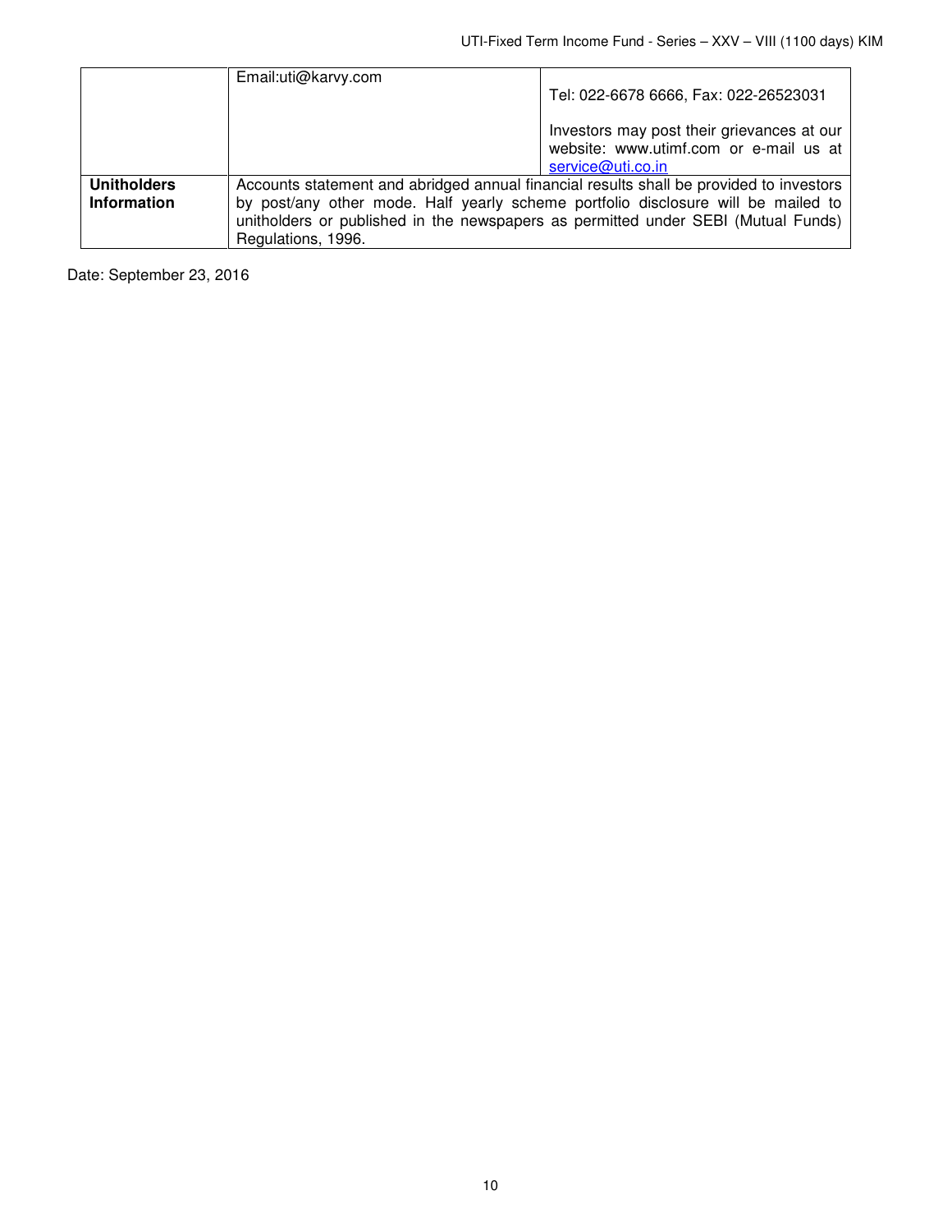|  |  |  |
|---|---|---|
|  | Email:uti@karvy.com | Tel: 022-6678 6666, Fax: 022-26523031<br><br>Investors may post their grievances at our website: www.utimf.com or e-mail us at service@uti.co.in |
| **Unitholders Information** | Accounts statement and abridged annual financial results shall be provided to investors by post/any other mode. Half yearly scheme portfolio disclosure will be mailed to unitholders or published in the newspapers as permitted under SEBI (Mutual Funds) Regulations, 1996. | |

Date: September 23, 2016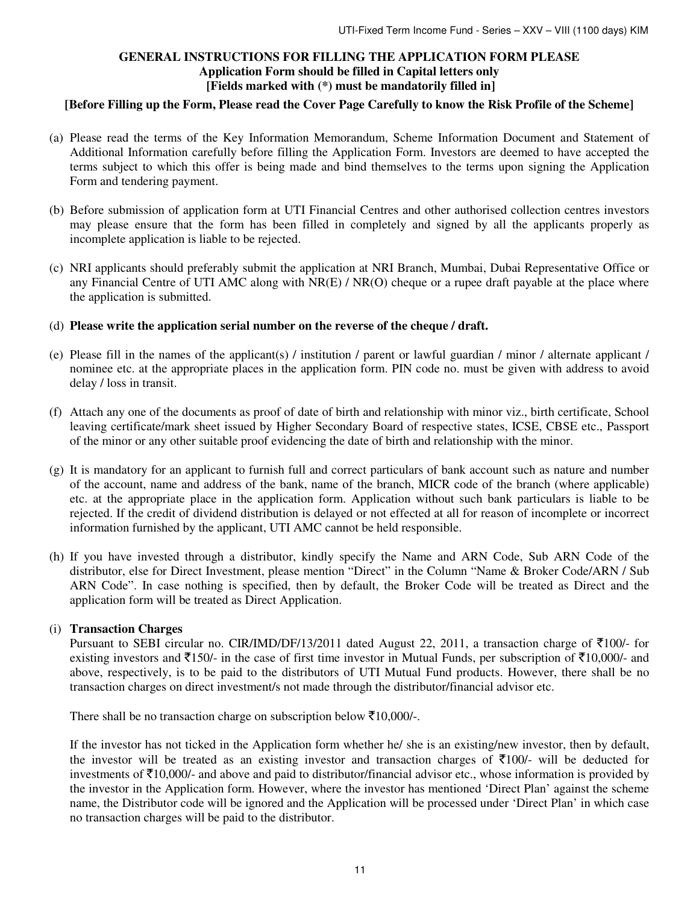**GENERAL INSTRUCTIONS FOR FILLING THE APPLICATION FORM PLEASE**
**Application Form should be filled in Capital letters only**
**[Fields marked with (*) must be mandatorily filled in]**

**[Before Filling up the Form, Please read the Cover Page Carefully to know the Risk Profile of the Scheme]**

(a) Please read the terms of the Key Information Memorandum, Scheme Information Document and Statement of Additional Information carefully before filling the Application Form. Investors are deemed to have accepted the terms subject to which this offer is being made and bind themselves to the terms upon signing the Application Form and tendering payment.

(b) Before submission of application form at UTI Financial Centres and other authorised collection centres investors may please ensure that the form has been filled in completely and signed by all the applicants properly as incomplete application is liable to be rejected.

(c) NRI applicants should preferably submit the application at NRI Branch, Mumbai, Dubai Representative Office or any Financial Centre of UTI AMC along with NR(E) / NR(O) cheque or a rupee draft payable at the place where the application is submitted.

(d) **Please write the application serial number on the reverse of the cheque / draft.**

(e) Please fill in the names of the applicant(s) / institution / parent or lawful guardian / minor / alternate applicant / nominee etc. at the appropriate places in the application form. PIN code no. must be given with address to avoid delay / loss in transit.

(f) Attach any one of the documents as proof of date of birth and relationship with minor viz., birth certificate, School leaving certificate/mark sheet issued by Higher Secondary Board of respective states, ICSE, CBSE etc., Passport of the minor or any other suitable proof evidencing the date of birth and relationship with the minor.

(g) It is mandatory for an applicant to furnish full and correct particulars of bank account such as nature and number of the account, name and address of the bank, name of the branch, MICR code of the branch (where applicable) etc. at the appropriate place in the application form. Application without such bank particulars is liable to be rejected. If the credit of dividend distribution is delayed or not effected at all for reason of incomplete or incorrect information furnished by the applicant, UTI AMC cannot be held responsible.

(h) If you have invested through a distributor, kindly specify the Name and ARN Code, Sub ARN Code of the distributor, else for Direct Investment, please mention "Direct" in the Column "Name & Broker Code/ARN / Sub ARN Code". In case nothing is specified, then by default, the Broker Code will be treated as Direct and the application form will be treated as Direct Application.

(i) **Transaction Charges**

Pursuant to SEBI circular no. CIR/IMD/DF/13/2011 dated August 22, 2011, a transaction charge of ₹100/- for existing investors and ₹150/- in the case of first time investor in Mutual Funds, per subscription of ₹10,000/- and above, respectively, is to be paid to the distributors of UTI Mutual Fund products. However, there shall be no transaction charges on direct investment/s not made through the distributor/financial advisor etc.

There shall be no transaction charge on subscription below ₹10,000/-.

If the investor has not ticked in the Application form whether he/ she is an existing/new investor, then by default, the investor will be treated as an existing investor and transaction charges of ₹100/- will be deducted for investments of ₹10,000/- and above and paid to distributor/financial advisor etc., whose information is provided by the investor in the Application form. However, where the investor has mentioned 'Direct Plan' against the scheme name, the Distributor code will be ignored and the Application will be processed under 'Direct Plan' in which case no transaction charges will be paid to the distributor.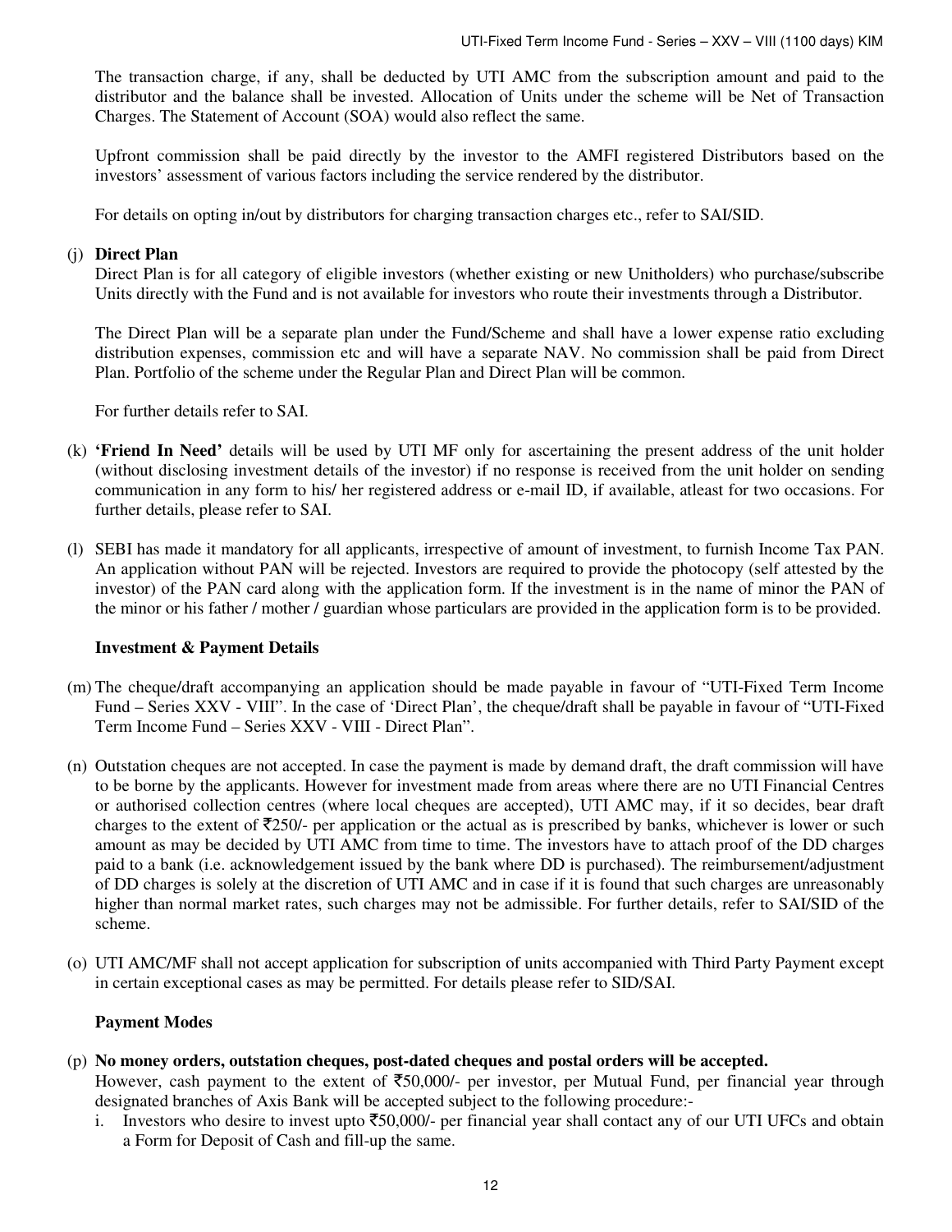The transaction charge, if any, shall be deducted by UTI AMC from the subscription amount and paid to the distributor and the balance shall be invested. Allocation of Units under the scheme will be Net of Transaction Charges. The Statement of Account (SOA) would also reflect the same.

Upfront commission shall be paid directly by the investor to the AMFI registered Distributors based on the investors' assessment of various factors including the service rendered by the distributor.

For details on opting in/out by distributors for charging transaction charges etc., refer to SAI/SID.

(j) **Direct Plan**
Direct Plan is for all category of eligible investors (whether existing or new Unitholders) who purchase/subscribe Units directly with the Fund and is not available for investors who route their investments through a Distributor.

The Direct Plan will be a separate plan under the Fund/Scheme and shall have a lower expense ratio excluding distribution expenses, commission etc and will have a separate NAV. No commission shall be paid from Direct Plan. Portfolio of the scheme under the Regular Plan and Direct Plan will be common.

For further details refer to SAI.

(k) **'Friend In Need'** details will be used by UTI MF only for ascertaining the present address of the unit holder (without disclosing investment details of the investor) if no response is received from the unit holder on sending communication in any form to his/ her registered address or e-mail ID, if available, atleast for two occasions. For further details, please refer to SAI.

(l) SEBI has made it mandatory for all applicants, irrespective of amount of investment, to furnish Income Tax PAN. An application without PAN will be rejected. Investors are required to provide the photocopy (self attested by the investor) of the PAN card along with the application form. If the investment is in the name of minor the PAN of the minor or his father / mother / guardian whose particulars are provided in the application form is to be provided.

**Investment & Payment Details**

(m) The cheque/draft accompanying an application should be made payable in favour of "UTI-Fixed Term Income Fund – Series XXV - VIII". In the case of 'Direct Plan', the cheque/draft shall be payable in favour of "UTI-Fixed Term Income Fund – Series XXV - VIII - Direct Plan".

(n) Outstation cheques are not accepted. In case the payment is made by demand draft, the draft commission will have to be borne by the applicants. However for investment made from areas where there are no UTI Financial Centres or authorised collection centres (where local cheques are accepted), UTI AMC may, if it so decides, bear draft charges to the extent of ₹250/- per application or the actual as is prescribed by banks, whichever is lower or such amount as may be decided by UTI AMC from time to time. The investors have to attach proof of the DD charges paid to a bank (i.e. acknowledgement issued by the bank where DD is purchased). The reimbursement/adjustment of DD charges is solely at the discretion of UTI AMC and in case if it is found that such charges are unreasonably higher than normal market rates, such charges may not be admissible. For further details, refer to SAI/SID of the scheme.

(o) UTI AMC/MF shall not accept application for subscription of units accompanied with Third Party Payment except in certain exceptional cases as may be permitted. For details please refer to SID/SAI.

**Payment Modes**

(p) **No money orders, outstation cheques, post-dated cheques and postal orders will be accepted.**
However, cash payment to the extent of ₹50,000/- per investor, per Mutual Fund, per financial year through designated branches of Axis Bank will be accepted subject to the following procedure:-

i. Investors who desire to invest upto ₹50,000/- per financial year shall contact any of our UTI UFCs and obtain a Form for Deposit of Cash and fill-up the same.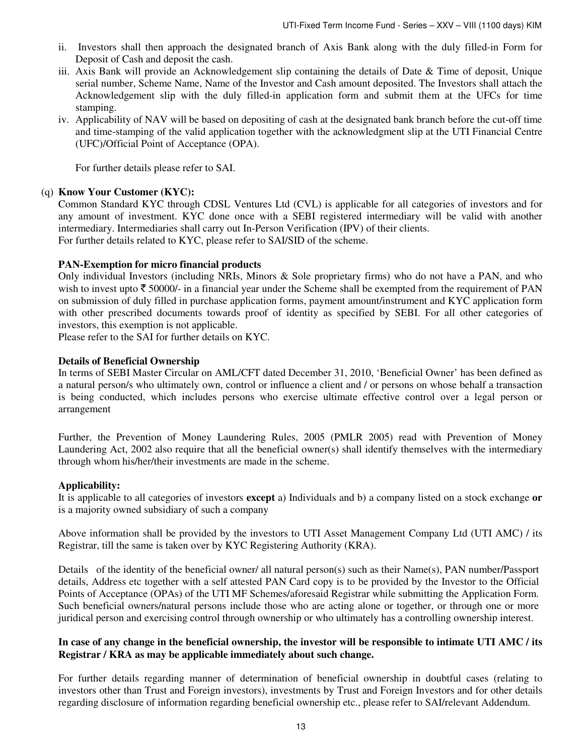ii. Investors shall then approach the designated branch of Axis Bank along with the duly filled-in Form for Deposit of Cash and deposit the cash.
iii. Axis Bank will provide an Acknowledgement slip containing the details of Date & Time of deposit, Unique serial number, Scheme Name, Name of the Investor and Cash amount deposited. The Investors shall attach the Acknowledgement slip with the duly filled-in application form and submit them at the UFCs for time stamping.
iv. Applicability of NAV will be based on depositing of cash at the designated bank branch before the cut-off time and time-stamping of the valid application together with the acknowledgment slip at the UTI Financial Centre (UFC)/Official Point of Acceptance (OPA).

For further details please refer to SAI.

(q) **Know Your Customer (KYC):**

Common Standard KYC through CDSL Ventures Ltd (CVL) is applicable for all categories of investors and for any amount of investment. KYC done once with a SEBI registered intermediary will be valid with another intermediary. Intermediaries shall carry out In-Person Verification (IPV) of their clients.
For further details related to KYC, please refer to SAI/SID of the scheme.

**PAN-Exemption for micro financial products**

Only individual Investors (including NRIs, Minors & Sole proprietary firms) who do not have a PAN, and who wish to invest upto ₹ 50000/- in a financial year under the Scheme shall be exempted from the requirement of PAN on submission of duly filled in purchase application forms, payment amount/instrument and KYC application form with other prescribed documents towards proof of identity as specified by SEBI. For all other categories of investors, this exemption is not applicable.
Please refer to the SAI for further details on KYC.

**Details of Beneficial Ownership**

In terms of SEBI Master Circular on AML/CFT dated December 31, 2010, 'Beneficial Owner' has been defined as a natural person/s who ultimately own, control or influence a client and / or persons on whose behalf a transaction is being conducted, which includes persons who exercise ultimate effective control over a legal person or arrangement

Further, the Prevention of Money Laundering Rules, 2005 (PMLR 2005) read with Prevention of Money Laundering Act, 2002 also require that all the beneficial owner(s) shall identify themselves with the intermediary through whom his/her/their investments are made in the scheme.

**Applicability:**

It is applicable to all categories of investors **except** a) Individuals and b) a company listed on a stock exchange **or** is a majority owned subsidiary of such a company

Above information shall be provided by the investors to UTI Asset Management Company Ltd (UTI AMC) / its Registrar, till the same is taken over by KYC Registering Authority (KRA).

Details of the identity of the beneficial owner/ all natural person(s) such as their Name(s), PAN number/Passport details, Address etc together with a self attested PAN Card copy is to be provided by the Investor to the Official Points of Acceptance (OPAs) of the UTI MF Schemes/aforesaid Registrar while submitting the Application Form. Such beneficial owners/natural persons include those who are acting alone or together, or through one or more juridical person and exercising control through ownership or who ultimately has a controlling ownership interest.

**In case of any change in the beneficial ownership, the investor will be responsible to intimate UTI AMC / its Registrar / KRA as may be applicable immediately about such change.**

For further details regarding manner of determination of beneficial ownership in doubtful cases (relating to investors other than Trust and Foreign investors), investments by Trust and Foreign Investors and for other details regarding disclosure of information regarding beneficial ownership etc., please refer to SAI/relevant Addendum.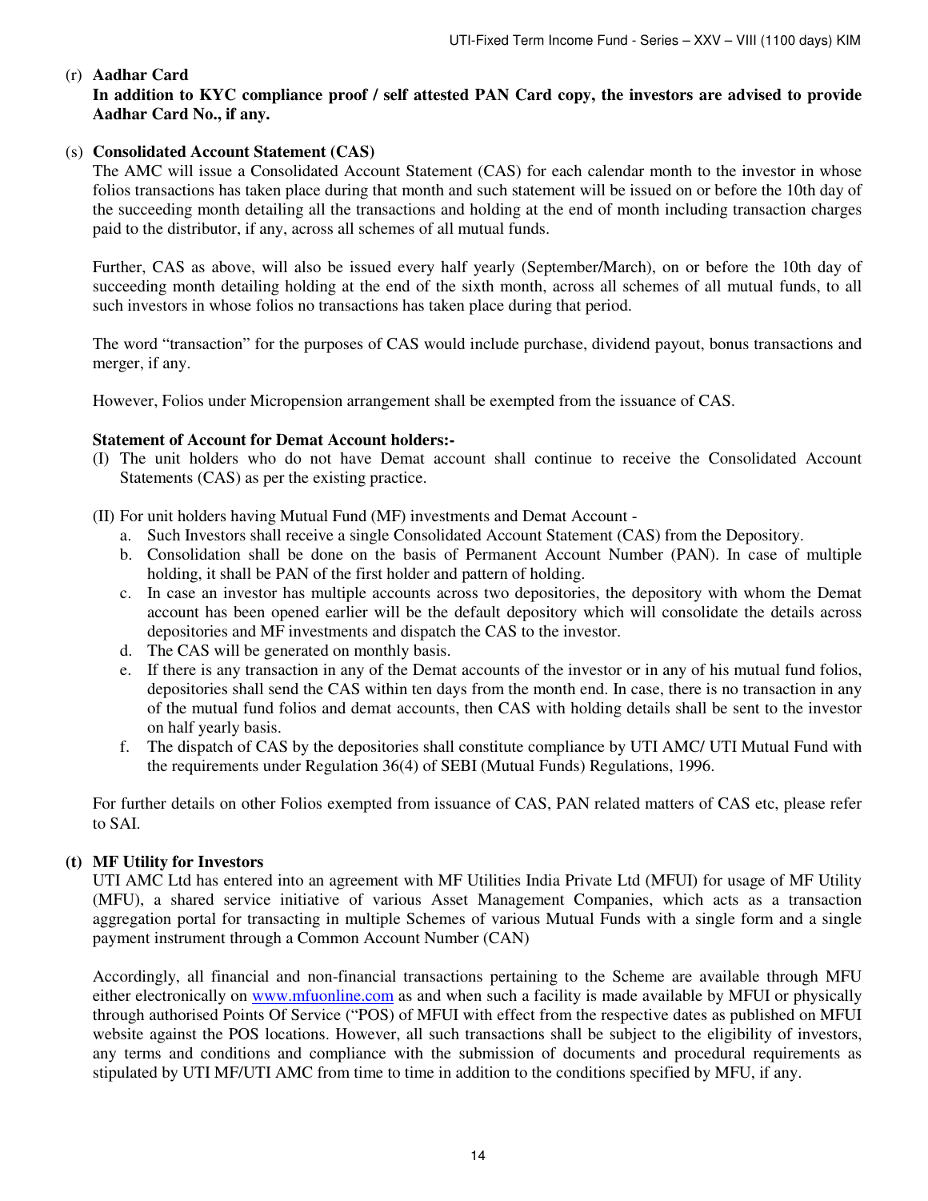(r) **Aadhar Card**

**In addition to KYC compliance proof / self attested PAN Card copy, the investors are advised to provide Aadhar Card No., if any.**

(s) **Consolidated Account Statement (CAS)**

The AMC will issue a Consolidated Account Statement (CAS) for each calendar month to the investor in whose folios transactions has taken place during that month and such statement will be issued on or before the 10th day of the succeeding month detailing all the transactions and holding at the end of month including transaction charges paid to the distributor, if any, across all schemes of all mutual funds.

Further, CAS as above, will also be issued every half yearly (September/March), on or before the 10th day of succeeding month detailing holding at the end of the sixth month, across all schemes of all mutual funds, to all such investors in whose folios no transactions has taken place during that period.

The word "transaction" for the purposes of CAS would include purchase, dividend payout, bonus transactions and merger, if any.

However, Folios under Micropension arrangement shall be exempted from the issuance of CAS.

**Statement of Account for Demat Account holders:-**

(I) The unit holders who do not have Demat account shall continue to receive the Consolidated Account Statements (CAS) as per the existing practice.

(II) For unit holders having Mutual Fund (MF) investments and Demat Account -

a. Such Investors shall receive a single Consolidated Account Statement (CAS) from the Depository.
b. Consolidation shall be done on the basis of Permanent Account Number (PAN). In case of multiple holding, it shall be PAN of the first holder and pattern of holding.
c. In case an investor has multiple accounts across two depositories, the depository with whom the Demat account has been opened earlier will be the default depository which will consolidate the details across depositories and MF investments and dispatch the CAS to the investor.
d. The CAS will be generated on monthly basis.
e. If there is any transaction in any of the Demat accounts of the investor or in any of his mutual fund folios, depositories shall send the CAS within ten days from the month end. In case, there is no transaction in any of the mutual fund folios and demat accounts, then CAS with holding details shall be sent to the investor on half yearly basis.
f. The dispatch of CAS by the depositories shall constitute compliance by UTI AMC/ UTI Mutual Fund with the requirements under Regulation 36(4) of SEBI (Mutual Funds) Regulations, 1996.

For further details on other Folios exempted from issuance of CAS, PAN related matters of CAS etc, please refer to SAI.

**(t) MF Utility for Investors**

UTI AMC Ltd has entered into an agreement with MF Utilities India Private Ltd (MFUI) for usage of MF Utility (MFU), a shared service initiative of various Asset Management Companies, which acts as a transaction aggregation portal for transacting in multiple Schemes of various Mutual Funds with a single form and a single payment instrument through a Common Account Number (CAN)

Accordingly, all financial and non-financial transactions pertaining to the Scheme are available through MFU either electronically on www.mfuonline.com as and when such a facility is made available by MFUI or physically through authorised Points Of Service ("POS) of MFUI with effect from the respective dates as published on MFUI website against the POS locations. However, all such transactions shall be subject to the eligibility of investors, any terms and conditions and compliance with the submission of documents and procedural requirements as stipulated by UTI MF/UTI AMC from time to time in addition to the conditions specified by MFU, if any.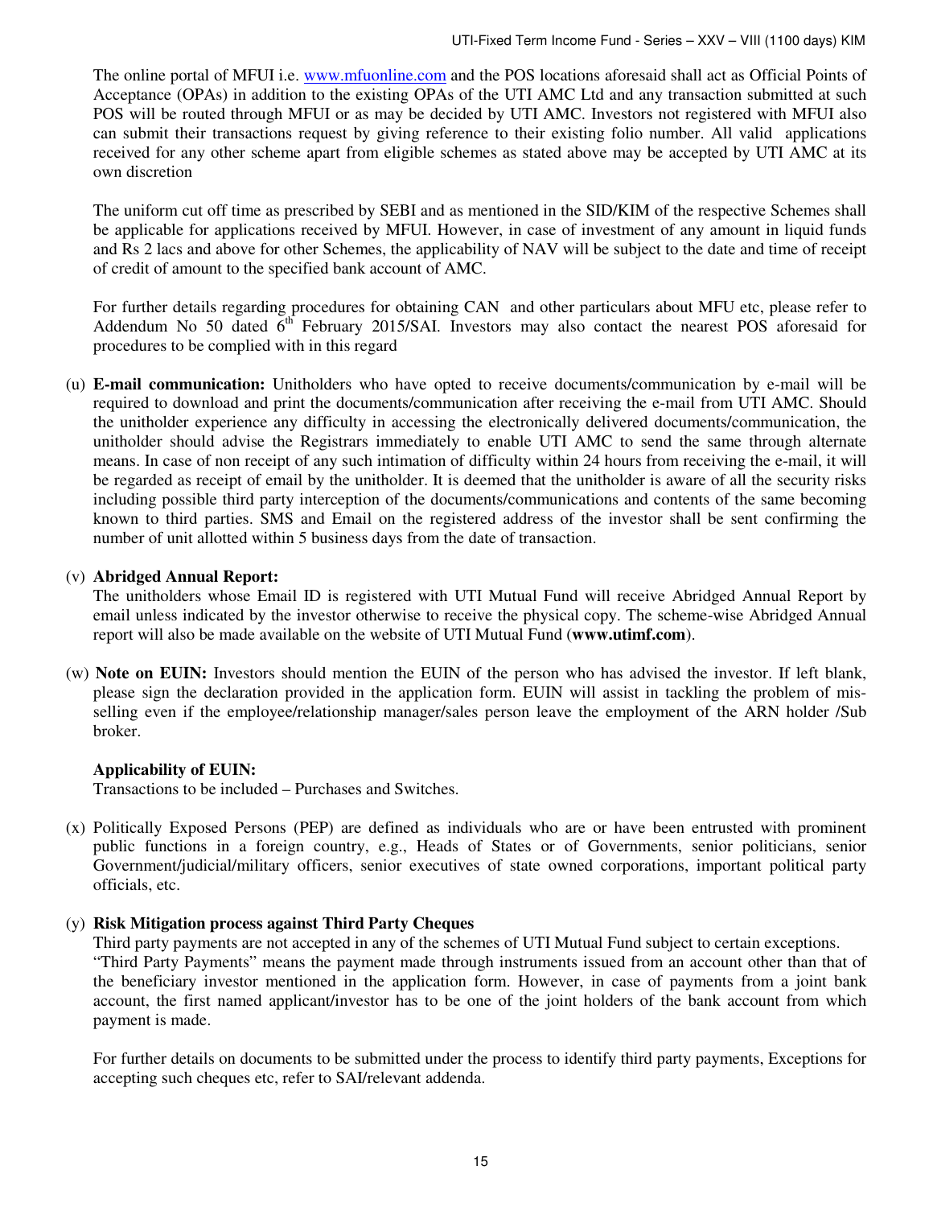The online portal of MFUI i.e. www.mfuonline.com and the POS locations aforesaid shall act as Official Points of Acceptance (OPAs) in addition to the existing OPAs of the UTI AMC Ltd and any transaction submitted at such POS will be routed through MFUI or as may be decided by UTI AMC. Investors not registered with MFUI also can submit their transactions request by giving reference to their existing folio number. All valid applications received for any other scheme apart from eligible schemes as stated above may be accepted by UTI AMC at its own discretion

The uniform cut off time as prescribed by SEBI and as mentioned in the SID/KIM of the respective Schemes shall be applicable for applications received by MFUI. However, in case of investment of any amount in liquid funds and Rs 2 lacs and above for other Schemes, the applicability of NAV will be subject to the date and time of receipt of credit of amount to the specified bank account of AMC.

For further details regarding procedures for obtaining CAN and other particulars about MFU etc, please refer to Addendum No 50 dated 6th February 2015/SAI. Investors may also contact the nearest POS aforesaid for procedures to be complied with in this regard

(u) **E-mail communication:** Unitholders who have opted to receive documents/communication by e-mail will be required to download and print the documents/communication after receiving the e-mail from UTI AMC. Should the unitholder experience any difficulty in accessing the electronically delivered documents/communication, the unitholder should advise the Registrars immediately to enable UTI AMC to send the same through alternate means. In case of non receipt of any such intimation of difficulty within 24 hours from receiving the e-mail, it will be regarded as receipt of email by the unitholder. It is deemed that the unitholder is aware of all the security risks including possible third party interception of the documents/communications and contents of the same becoming known to third parties. SMS and Email on the registered address of the investor shall be sent confirming the number of unit allotted within 5 business days from the date of transaction.

(v) **Abridged Annual Report:**
The unitholders whose Email ID is registered with UTI Mutual Fund will receive Abridged Annual Report by email unless indicated by the investor otherwise to receive the physical copy. The scheme-wise Abridged Annual report will also be made available on the website of UTI Mutual Fund (**www.utimf.com**).

(w) **Note on EUIN:** Investors should mention the EUIN of the person who has advised the investor. If left blank, please sign the declaration provided in the application form. EUIN will assist in tackling the problem of mis-selling even if the employee/relationship manager/sales person leave the employment of the ARN holder /Sub broker.

**Applicability of EUIN:**
Transactions to be included – Purchases and Switches.

(x) Politically Exposed Persons (PEP) are defined as individuals who are or have been entrusted with prominent public functions in a foreign country, e.g., Heads of States or of Governments, senior politicians, senior Government/judicial/military officers, senior executives of state owned corporations, important political party officials, etc.

(y) **Risk Mitigation process against Third Party Cheques**
Third party payments are not accepted in any of the schemes of UTI Mutual Fund subject to certain exceptions.
"Third Party Payments" means the payment made through instruments issued from an account other than that of the beneficiary investor mentioned in the application form. However, in case of payments from a joint bank account, the first named applicant/investor has to be one of the joint holders of the bank account from which payment is made.

For further details on documents to be submitted under the process to identify third party payments, Exceptions for accepting such cheques etc, refer to SAI/relevant addenda.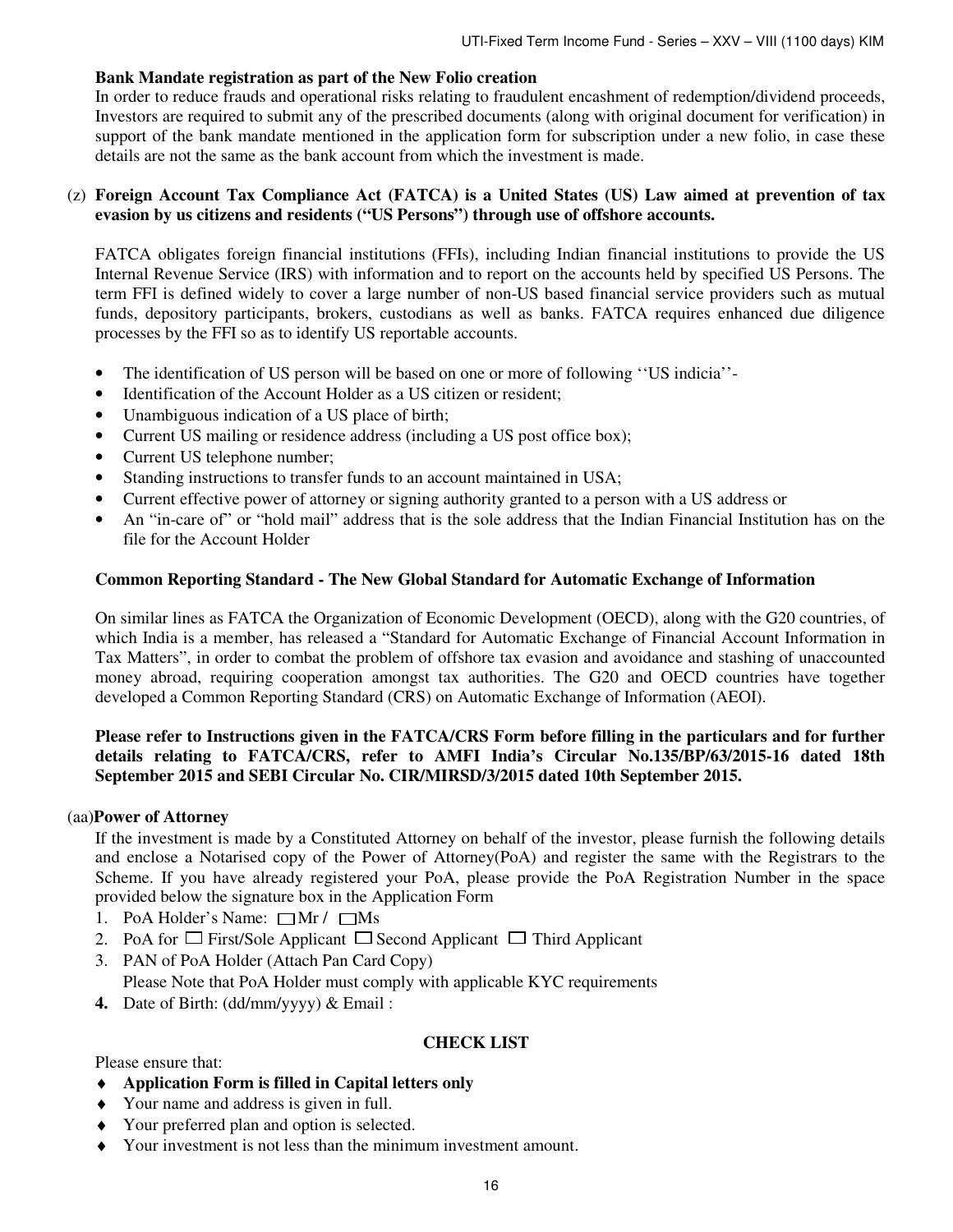**Bank Mandate registration as part of the New Folio creation**

In order to reduce frauds and operational risks relating to fraudulent encashment of redemption/dividend proceeds, Investors are required to submit any of the prescribed documents (along with original document for verification) in support of the bank mandate mentioned in the application form for subscription under a new folio, in case these details are not the same as the bank account from which the investment is made.

(z) **Foreign Account Tax Compliance Act (FATCA) is a United States (US) Law aimed at prevention of tax evasion by us citizens and residents (“US Persons”) through use of offshore accounts.**

FATCA obligates foreign financial institutions (FFIs), including Indian financial institutions to provide the US Internal Revenue Service (IRS) with information and to report on the accounts held by specified US Persons. The term FFI is defined widely to cover a large number of non-US based financial service providers such as mutual funds, depository participants, brokers, custodians as well as banks. FATCA requires enhanced due diligence processes by the FFI so as to identify US reportable accounts.

- The identification of US person will be based on one or more of following ‘‘US indicia’’-
- Identification of the Account Holder as a US citizen or resident;
- Unambiguous indication of a US place of birth;
- Current US mailing or residence address (including a US post office box);
- Current US telephone number;
- Standing instructions to transfer funds to an account maintained in USA;
- Current effective power of attorney or signing authority granted to a person with a US address or
- An “in-care of” or “hold mail” address that is the sole address that the Indian Financial Institution has on the file for the Account Holder

**Common Reporting Standard - The New Global Standard for Automatic Exchange of Information**

On similar lines as FATCA the Organization of Economic Development (OECD), along with the G20 countries, of which India is a member, has released a “Standard for Automatic Exchange of Financial Account Information in Tax Matters”, in order to combat the problem of offshore tax evasion and avoidance and stashing of unaccounted money abroad, requiring cooperation amongst tax authorities. The G20 and OECD countries have together developed a Common Reporting Standard (CRS) on Automatic Exchange of Information (AEOI).

**Please refer to Instructions given in the FATCA/CRS Form before filling in the particulars and for further details relating to FATCA/CRS, refer to AMFI India’s Circular No.135/BP/63/2015-16 dated 18th September 2015 and SEBI Circular No. CIR/MIRSD/3/2015 dated 10th September 2015.**

(aa) **Power of Attorney**

If the investment is made by a Constituted Attorney on behalf of the investor, please furnish the following details and enclose a Notarised copy of the Power of Attorney(PoA) and register the same with the Registrars to the Scheme. If you have already registered your PoA, please provide the PoA Registration Number in the space provided below the signature box in the Application Form

1. PoA Holder’s Name: ☐ Mr / ☐ Ms
2. PoA for ☐ First/Sole Applicant ☐ Second Applicant ☐ Third Applicant
3. PAN of PoA Holder (Attach Pan Card Copy)
   Please Note that PoA Holder must comply with applicable KYC requirements
4. Date of Birth: (dd/mm/yyyy) & Email :

**CHECK LIST**

Please ensure that:

- **Application Form is filled in Capital letters only**
- Your name and address is given in full.
- Your preferred plan and option is selected.
- Your investment is not less than the minimum investment amount.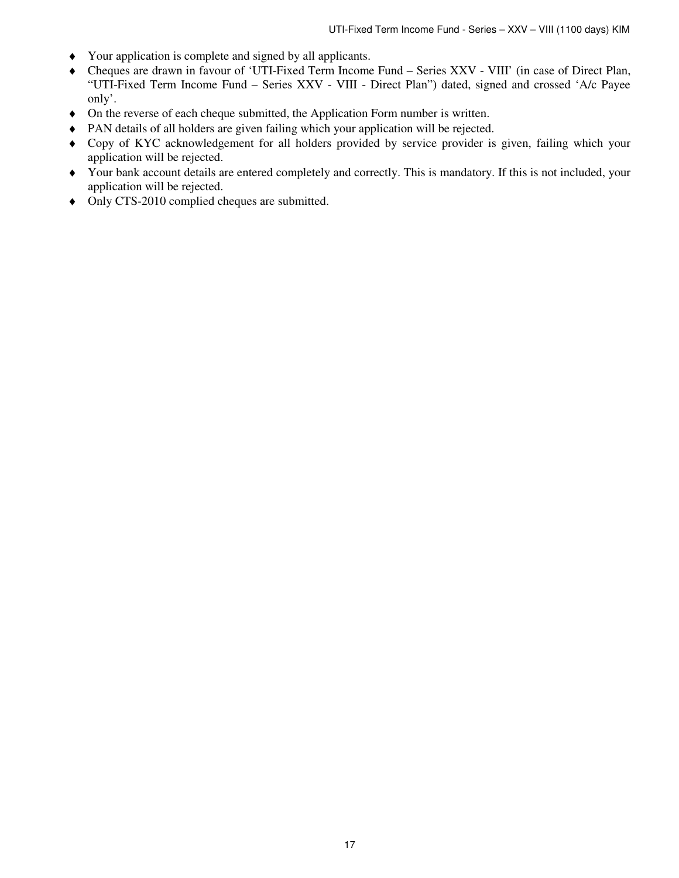- Your application is complete and signed by all applicants.
- Cheques are drawn in favour of 'UTI-Fixed Term Income Fund – Series XXV - VIII' (in case of Direct Plan, "UTI-Fixed Term Income Fund – Series XXV - VIII - Direct Plan") dated, signed and crossed 'A/c Payee only'.
- On the reverse of each cheque submitted, the Application Form number is written.
- PAN details of all holders are given failing which your application will be rejected.
- Copy of KYC acknowledgement for all holders provided by service provider is given, failing which your application will be rejected.
- Your bank account details are entered completely and correctly. This is mandatory. If this is not included, your application will be rejected.
- Only CTS-2010 complied cheques are submitted.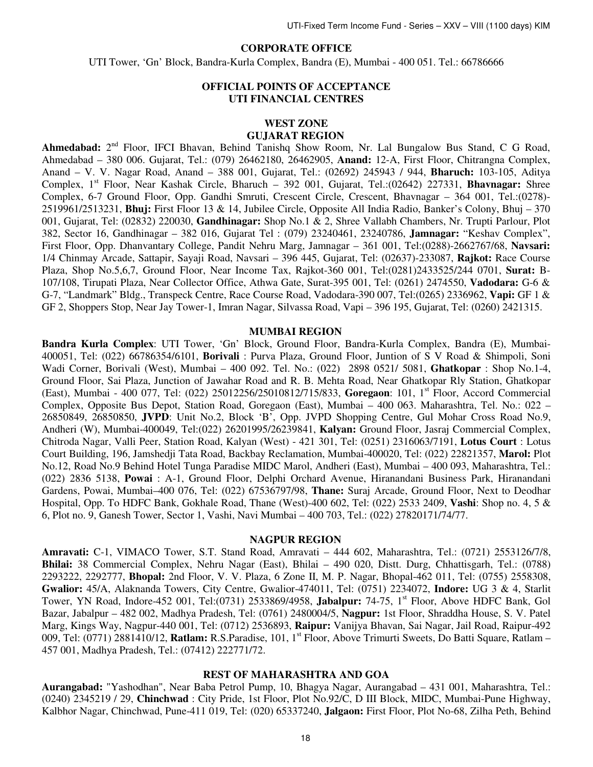## CORPORATE OFFICE

UTI Tower, 'Gn' Block, Bandra-Kurla Complex, Bandra (E), Mumbai - 400 051. Tel.: 66786666

## OFFICIAL POINTS OF ACCEPTANCE UTI FINANCIAL CENTRES

### WEST ZONE GUJARAT REGION

**Ahmedabad:** 2nd Floor, IFCI Bhavan, Behind Tanishq Show Room, Nr. Lal Bungalow Bus Stand, C G Road, Ahmedabad – 380 006. Gujarat, Tel.: (079) 26462180, 26462905, **Anand:** 12-A, First Floor, Chitrangna Complex, Anand – V. V. Nagar Road, Anand – 388 001, Gujarat, Tel.: (02692) 245943 / 944, **Bharuch:** 103-105, Aditya Complex, 1st Floor, Near Kashak Circle, Bharuch – 392 001, Gujarat, Tel.:(02642) 227331, **Bhavnagar:** Shree Complex, 6-7 Ground Floor, Opp. Gandhi Smruti, Crescent Circle, Crescent, Bhavnagar – 364 001, Tel.:(0278)-2519961/2513231, **Bhuj:** First Floor 13 & 14, Jubilee Circle, Opposite All India Radio, Banker's Colony, Bhuj – 370 001, Gujarat, Tel: (02832) 220030, **Gandhinagar:** Shop No.1 & 2, Shree Vallabh Chambers, Nr. Trupti Parlour, Plot 382, Sector 16, Gandhinagar – 382 016, Gujarat Tel : (079) 23240461, 23240786, **Jamnagar:** "Keshav Complex", First Floor, Opp. Dhanvantary College, Pandit Nehru Marg, Jamnagar – 361 001, Tel:(0288)-2662767/68, **Navsari:** 1/4 Chinmay Arcade, Sattapir, Sayaji Road, Navsari – 396 445, Gujarat, Tel: (02637)-233087, **Rajkot:** Race Course Plaza, Shop No.5,6,7, Ground Floor, Near Income Tax, Rajkot-360 001, Tel:(0281)2433525/244 0701, **Surat:** B-107/108, Tirupati Plaza, Near Collector Office, Athwa Gate, Surat-395 001, Tel: (0261) 2474550, **Vadodara:** G-6 & G-7, "Landmark" Bldg., Transpeck Centre, Race Course Road, Vadodara-390 007, Tel:(0265) 2336962, **Vapi:** GF 1 & GF 2, Shoppers Stop, Near Jay Tower-1, Imran Nagar, Silvassa Road, Vapi – 396 195, Gujarat, Tel: (0260) 2421315.

### MUMBAI REGION

**Bandra Kurla Complex**: UTI Tower, 'Gn' Block, Ground Floor, Bandra-Kurla Complex, Bandra (E), Mumbai-400051, Tel: (022) 66786354/6101, **Borivali** : Purva Plaza, Ground Floor, Juntion of S V Road & Shimpoli, Soni Wadi Corner, Borivali (West), Mumbai – 400 092. Tel. No.: (022) 2898 0521/ 5081, **Ghatkopar** : Shop No.1-4, Ground Floor, Sai Plaza, Junction of Jawahar Road and R. B. Mehta Road, Near Ghatkopar Rly Station, Ghatkopar (East), Mumbai - 400 077, Tel: (022) 25012256/25010812/715/833, **Goregaon**: 101, 1st Floor, Accord Commercial Complex, Opposite Bus Depot, Station Road, Goregaon (East), Mumbai – 400 063. Maharashtra, Tel. No.: 022 – 26850849, 26850850, **JVPD**: Unit No.2, Block 'B', Opp. JVPD Shopping Centre, Gul Mohar Cross Road No.9, Andheri (W), Mumbai-400049, Tel:(022) 26201995/26239841, **Kalyan:** Ground Floor, Jasraj Commercial Complex, Chitroda Nagar, Valli Peer, Station Road, Kalyan (West) - 421 301, Tel: (0251) 2316063/7191, **Lotus Court** : Lotus Court Building, 196, Jamshedji Tata Road, Backbay Reclamation, Mumbai-400020, Tel: (022) 22821357, **Marol:** Plot No.12, Road No.9 Behind Hotel Tunga Paradise MIDC Marol, Andheri (East), Mumbai – 400 093, Maharashtra, Tel.: (022) 2836 5138, **Powai** : A-1, Ground Floor, Delphi Orchard Avenue, Hiranandani Business Park, Hiranandani Gardens, Powai, Mumbai–400 076, Tel: (022) 67536797/98, **Thane:** Suraj Arcade, Ground Floor, Next to Deodhar Hospital, Opp. To HDFC Bank, Gokhale Road, Thane (West)-400 602, Tel: (022) 2533 2409, **Vashi**: Shop no. 4, 5 & 6, Plot no. 9, Ganesh Tower, Sector 1, Vashi, Navi Mumbai – 400 703, Tel.: (022) 27820171/74/77.

### NAGPUR REGION

**Amravati:** C-1, VIMACO Tower, S.T. Stand Road, Amravati – 444 602, Maharashtra, Tel.: (0721) 2553126/7/8, **Bhilai:** 38 Commercial Complex, Nehru Nagar (East), Bhilai – 490 020, Distt. Durg, Chhattisgarh, Tel.: (0788) 2293222, 2292777, **Bhopal:** 2nd Floor, V. V. Plaza, 6 Zone II, M. P. Nagar, Bhopal-462 011, Tel: (0755) 2558308, **Gwalior:** 45/A, Alaknanda Towers, City Centre, Gwalior-474011, Tel: (0751) 2234072, **Indore:** UG 3 & 4, Starlit Tower, YN Road, Indore-452 001, Tel:(0731) 2533869/4958, **Jabalpur:** 74-75, 1st Floor, Above HDFC Bank, Gol Bazar, Jabalpur – 482 002, Madhya Pradesh, Tel: (0761) 2480004/5, **Nagpur:** 1st Floor, Shraddha House, S. V. Patel Marg, Kings Way, Nagpur-440 001, Tel: (0712) 2536893, **Raipur:** Vanijya Bhavan, Sai Nagar, Jail Road, Raipur-492 009, Tel: (0771) 2881410/12, **Ratlam:** R.S.Paradise, 101, 1st Floor, Above Trimurti Sweets, Do Batti Square, Ratlam – 457 001, Madhya Pradesh, Tel.: (07412) 222771/72.

### REST OF MAHARASHTRA AND GOA

**Aurangabad:** "Yashodhan", Near Baba Petrol Pump, 10, Bhagya Nagar, Aurangabad – 431 001, Maharashtra, Tel.: (0240) 2345219 / 29, **Chinchwad** : City Pride, 1st Floor, Plot No.92/C, D III Block, MIDC, Mumbai-Pune Highway, Kalbhor Nagar, Chinchwad, Pune-411 019, Tel: (020) 65337240, **Jalgaon:** First Floor, Plot No-68, Zilha Peth, Behind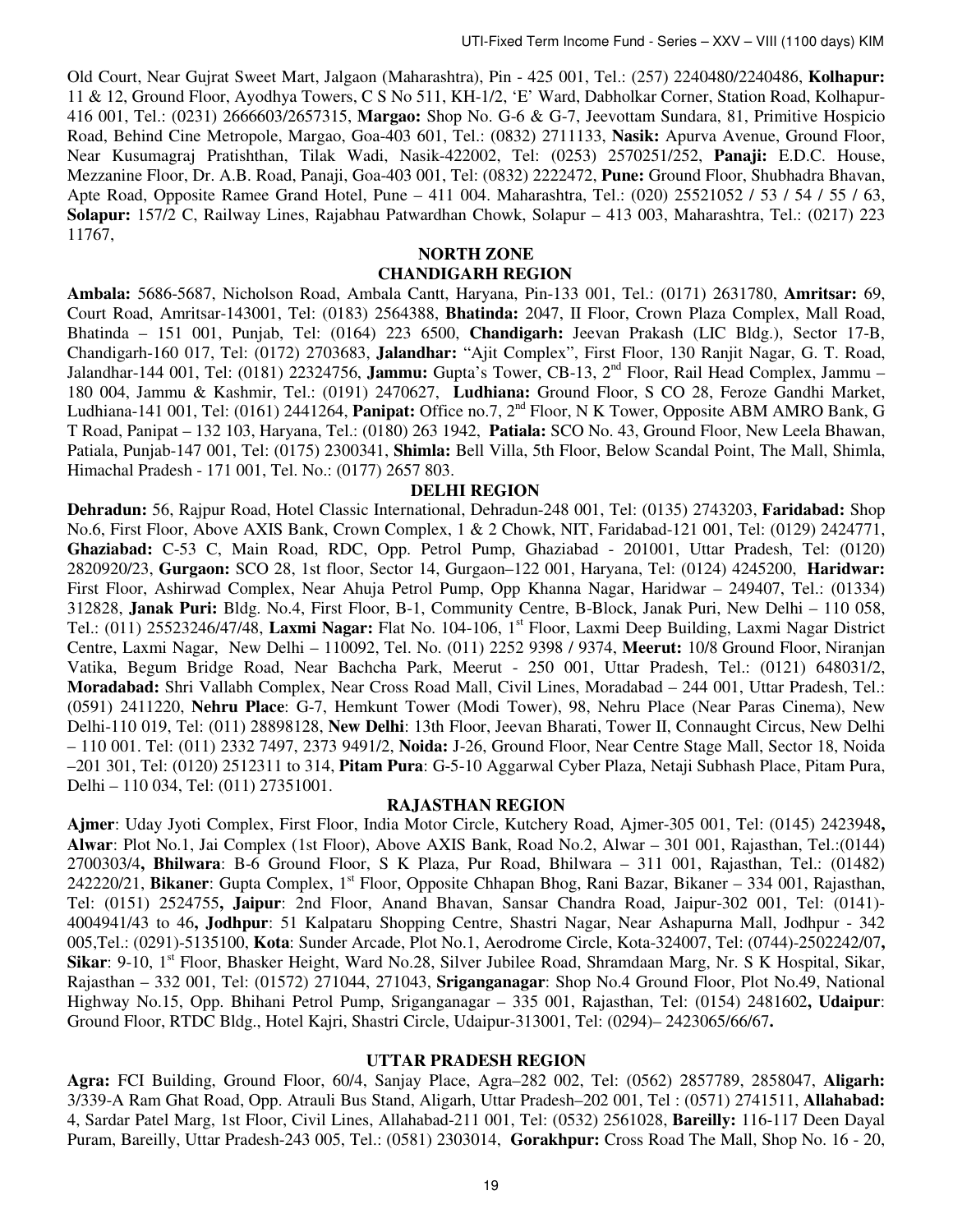Old Court, Near Gujrat Sweet Mart, Jalgaon (Maharashtra), Pin - 425 001, Tel.: (257) 2240480/2240486, **Kolhapur:** 11 & 12, Ground Floor, Ayodhya Towers, C S No 511, KH-1/2, 'E' Ward, Dabholkar Corner, Station Road, Kolhapur-416 001, Tel.: (0231) 2666603/2657315, **Margao:** Shop No. G-6 & G-7, Jeevottam Sundara, 81, Primitive Hospicio Road, Behind Cine Metropole, Margao, Goa-403 601, Tel.: (0832) 2711133, **Nasik:** Apurva Avenue, Ground Floor, Near Kusumagraj Pratishthan, Tilak Wadi, Nasik-422002, Tel: (0253) 2570251/252, **Panaji:** E.D.C. House, Mezzanine Floor, Dr. A.B. Road, Panaji, Goa-403 001, Tel: (0832) 2222472, **Pune:** Ground Floor, Shubhadra Bhavan, Apte Road, Opposite Ramee Grand Hotel, Pune – 411 004. Maharashtra, Tel.: (020) 25521052 / 53 / 54 / 55 / 63, **Solapur:** 157/2 C, Railway Lines, Rajabhau Patwardhan Chowk, Solapur – 413 003, Maharashtra, Tel.: (0217) 223 11767,

**NORTH ZONE**

**CHANDIGARH REGION**

**Ambala:** 5686-5687, Nicholson Road, Ambala Cantt, Haryana, Pin-133 001, Tel.: (0171) 2631780, **Amritsar:** 69, Court Road, Amritsar-143001, Tel: (0183) 2564388, **Bhatinda:** 2047, II Floor, Crown Plaza Complex, Mall Road, Bhatinda – 151 001, Punjab, Tel: (0164) 223 6500, **Chandigarh:** Jeevan Prakash (LIC Bldg.), Sector 17-B, Chandigarh-160 017, Tel: (0172) 2703683, **Jalandhar:** "Ajit Complex", First Floor, 130 Ranjit Nagar, G. T. Road, Jalandhar-144 001, Tel: (0181) 22324756, **Jammu:** Gupta's Tower, CB-13, 2nd Floor, Rail Head Complex, Jammu – 180 004, Jammu & Kashmir, Tel.: (0191) 2470627, **Ludhiana:** Ground Floor, S CO 28, Feroze Gandhi Market, Ludhiana-141 001, Tel: (0161) 2441264, **Panipat:** Office no.7, 2nd Floor, N K Tower, Opposite ABM AMRO Bank, G T Road, Panipat – 132 103, Haryana, Tel.: (0180) 263 1942, **Patiala:** SCO No. 43, Ground Floor, New Leela Bhawan, Patiala, Punjab-147 001, Tel: (0175) 2300341, **Shimla:** Bell Villa, 5th Floor, Below Scandal Point, The Mall, Shimla, Himachal Pradesh - 171 001, Tel. No.: (0177) 2657 803.

**DELHI REGION**

**Dehradun:** 56, Rajpur Road, Hotel Classic International, Dehradun-248 001, Tel: (0135) 2743203, **Faridabad:** Shop No.6, First Floor, Above AXIS Bank, Crown Complex, 1 & 2 Chowk, NIT, Faridabad-121 001, Tel: (0129) 2424771, **Ghaziabad:** C-53 C, Main Road, RDC, Opp. Petrol Pump, Ghaziabad - 201001, Uttar Pradesh, Tel: (0120) 2820920/23, **Gurgaon:** SCO 28, 1st floor, Sector 14, Gurgaon–122 001, Haryana, Tel: (0124) 4245200, **Haridwar:** First Floor, Ashirwad Complex, Near Ahuja Petrol Pump, Opp Khanna Nagar, Haridwar – 249407, Tel.: (01334) 312828, **Janak Puri:** Bldg. No.4, First Floor, B-1, Community Centre, B-Block, Janak Puri, New Delhi – 110 058, Tel.: (011) 25523246/47/48, **Laxmi Nagar:** Flat No. 104-106, 1st Floor, Laxmi Deep Building, Laxmi Nagar District Centre, Laxmi Nagar, New Delhi – 110092, Tel. No. (011) 2252 9398 / 9374, **Meerut:** 10/8 Ground Floor, Niranjan Vatika, Begum Bridge Road, Near Bachcha Park, Meerut - 250 001, Uttar Pradesh, Tel.: (0121) 648031/2, **Moradabad:** Shri Vallabh Complex, Near Cross Road Mall, Civil Lines, Moradabad – 244 001, Uttar Pradesh, Tel.: (0591) 2411220, **Nehru Place**: G-7, Hemkunt Tower (Modi Tower), 98, Nehru Place (Near Paras Cinema), New Delhi-110 019, Tel: (011) 28898128, **New Delhi**: 13th Floor, Jeevan Bharati, Tower II, Connaught Circus, New Delhi – 110 001. Tel: (011) 2332 7497, 2373 9491/2, **Noida:** J-26, Ground Floor, Near Centre Stage Mall, Sector 18, Noida –201 301, Tel: (0120) 2512311 to 314, **Pitam Pura**: G-5-10 Aggarwal Cyber Plaza, Netaji Subhash Place, Pitam Pura, Delhi – 110 034, Tel: (011) 27351001.

**RAJASTHAN REGION**

**Ajmer**: Uday Jyoti Complex, First Floor, India Motor Circle, Kutchery Road, Ajmer-305 001, Tel: (0145) 2423948**,** **Alwar**: Plot No.1, Jai Complex (1st Floor), Above AXIS Bank, Road No.2, Alwar – 301 001, Rajasthan, Tel.:(0144) 2700303/4**,** **Bhilwara**: B-6 Ground Floor, S K Plaza, Pur Road, Bhilwara – 311 001, Rajasthan, Tel.: (01482) 242220/21, **Bikaner**: Gupta Complex, 1st Floor, Opposite Chhapan Bhog, Rani Bazar, Bikaner – 334 001, Rajasthan, Tel: (0151) 2524755**,** **Jaipur**: 2nd Floor, Anand Bhavan, Sansar Chandra Road, Jaipur-302 001, Tel: (0141)-4004941/43 to 46**,** **Jodhpur**: 51 Kalpataru Shopping Centre, Shastri Nagar, Near Ashapurna Mall, Jodhpur - 342 005,Tel.: (0291)-5135100, **Kota**: Sunder Arcade, Plot No.1, Aerodrome Circle, Kota-324007, Tel: (0744)-2502242/07**,** **Sikar**: 9-10, 1st Floor, Bhasker Height, Ward No.28, Silver Jubilee Road, Shramdaan Marg, Nr. S K Hospital, Sikar, Rajasthan – 332 001, Tel: (01572) 271044, 271043, **Sriganganagar**: Shop No.4 Ground Floor, Plot No.49, National Highway No.15, Opp. Bhihani Petrol Pump, Sriganganagar – 335 001, Rajasthan, Tel: (0154) 2481602**,** **Udaipur**: Ground Floor, RTDC Bldg., Hotel Kajri, Shastri Circle, Udaipur-313001, Tel: (0294)– 2423065/66/67**.**

**UTTAR PRADESH REGION**

**Agra:** FCI Building, Ground Floor, 60/4, Sanjay Place, Agra–282 002, Tel: (0562) 2857789, 2858047, **Aligarh:** 3/339-A Ram Ghat Road, Opp. Atrauli Bus Stand, Aligarh, Uttar Pradesh–202 001, Tel : (0571) 2741511, **Allahabad:** 4, Sardar Patel Marg, 1st Floor, Civil Lines, Allahabad-211 001, Tel: (0532) 2561028, **Bareilly:** 116-117 Deen Dayal Puram, Bareilly, Uttar Pradesh-243 005, Tel.: (0581) 2303014, **Gorakhpur:** Cross Road The Mall, Shop No. 16 - 20,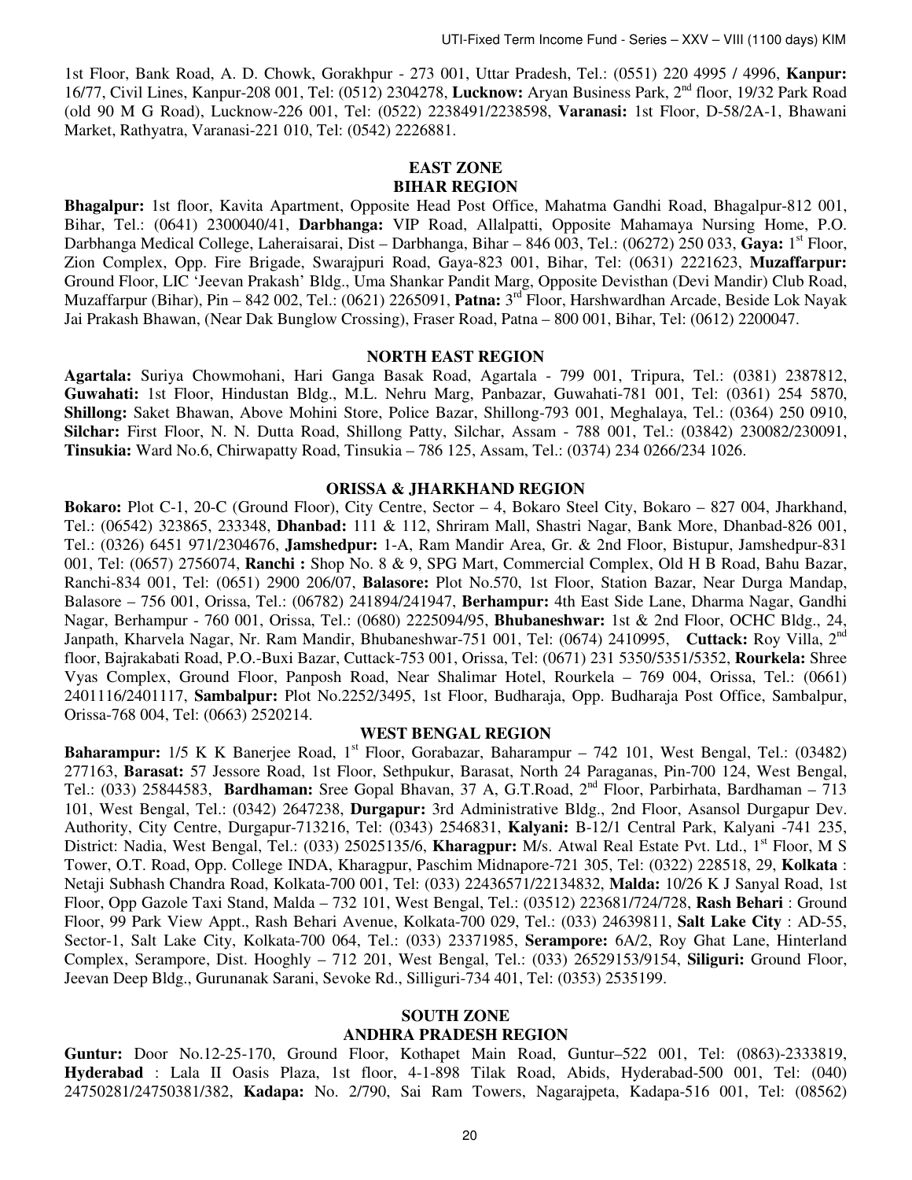1st Floor, Bank Road, A. D. Chowk, Gorakhpur - 273 001, Uttar Pradesh, Tel.: (0551) 220 4995 / 4996, **Kanpur:** 16/77, Civil Lines, Kanpur-208 001, Tel: (0512) 2304278, **Lucknow:** Aryan Business Park, 2nd floor, 19/32 Park Road (old 90 M G Road), Lucknow-226 001, Tel: (0522) 2238491/2238598, **Varanasi:** 1st Floor, D-58/2A-1, Bhawani Market, Rathyatra, Varanasi-221 010, Tel: (0542) 2226881.

## EAST ZONE

### BIHAR REGION

**Bhagalpur:** 1st floor, Kavita Apartment, Opposite Head Post Office, Mahatma Gandhi Road, Bhagalpur-812 001, Bihar, Tel.: (0641) 2300040/41, **Darbhanga:** VIP Road, Allalpatti, Opposite Mahamaya Nursing Home, P.O. Darbhanga Medical College, Laheraisarai, Dist – Darbhanga, Bihar – 846 003, Tel.: (06272) 250 033, **Gaya:** 1st Floor, Zion Complex, Opp. Fire Brigade, Swarajpuri Road, Gaya-823 001, Bihar, Tel: (0631) 2221623, **Muzaffarpur:** Ground Floor, LIC 'Jeevan Prakash' Bldg., Uma Shankar Pandit Marg, Opposite Devisthan (Devi Mandir) Club Road, Muzaffarpur (Bihar), Pin – 842 002, Tel.: (0621) 2265091, **Patna:** 3rd Floor, Harshwardhan Arcade, Beside Lok Nayak Jai Prakash Bhawan, (Near Dak Bunglow Crossing), Fraser Road, Patna – 800 001, Bihar, Tel: (0612) 2200047.

### NORTH EAST REGION

**Agartala:** Suriya Chowmohani, Hari Ganga Basak Road, Agartala - 799 001, Tripura, Tel.: (0381) 2387812, **Guwahati:** 1st Floor, Hindustan Bldg., M.L. Nehru Marg, Panbazar, Guwahati-781 001, Tel: (0361) 254 5870, **Shillong:** Saket Bhawan, Above Mohini Store, Police Bazar, Shillong-793 001, Meghalaya, Tel.: (0364) 250 0910, **Silchar:** First Floor, N. N. Dutta Road, Shillong Patty, Silchar, Assam - 788 001, Tel.: (03842) 230082/230091, **Tinsukia:** Ward No.6, Chirwapatty Road, Tinsukia – 786 125, Assam, Tel.: (0374) 234 0266/234 1026.

### ORISSA & JHARKHAND REGION

**Bokaro:** Plot C-1, 20-C (Ground Floor), City Centre, Sector – 4, Bokaro Steel City, Bokaro – 827 004, Jharkhand, Tel.: (06542) 323865, 233348, **Dhanbad:** 111 & 112, Shriram Mall, Shastri Nagar, Bank More, Dhanbad-826 001, Tel.: (0326) 6451 971/2304676, **Jamshedpur:** 1-A, Ram Mandir Area, Gr. & 2nd Floor, Bistupur, Jamshedpur-831 001, Tel: (0657) 2756074, **Ranchi :** Shop No. 8 & 9, SPG Mart, Commercial Complex, Old H B Road, Bahu Bazar, Ranchi-834 001, Tel: (0651) 2900 206/07, **Balasore:** Plot No.570, 1st Floor, Station Bazar, Near Durga Mandap, Balasore – 756 001, Orissa, Tel.: (06782) 241894/241947, **Berhampur:** 4th East Side Lane, Dharma Nagar, Gandhi Nagar, Berhampur - 760 001, Orissa, Tel.: (0680) 2225094/95, **Bhubaneshwar:** 1st & 2nd Floor, OCHC Bldg., 24, Janpath, Kharvela Nagar, Nr. Ram Mandir, Bhubaneshwar-751 001, Tel: (0674) 2410995, **Cuttack:** Roy Villa, 2nd floor, Bajrakabati Road, P.O.-Buxi Bazar, Cuttack-753 001, Orissa, Tel: (0671) 231 5350/5351/5352, **Rourkela:** Shree Vyas Complex, Ground Floor, Panposh Road, Near Shalimar Hotel, Rourkela – 769 004, Orissa, Tel.: (0661) 2401116/2401117, **Sambalpur:** Plot No.2252/3495, 1st Floor, Budharaja, Opp. Budharaja Post Office, Sambalpur, Orissa-768 004, Tel: (0663) 2520214.

### WEST BENGAL REGION

**Baharampur:** 1/5 K K Banerjee Road, 1st Floor, Gorabazar, Baharampur – 742 101, West Bengal, Tel.: (03482) 277163, **Barasat:** 57 Jessore Road, 1st Floor, Sethpukur, Barasat, North 24 Paraganas, Pin-700 124, West Bengal, Tel.: (033) 25844583, **Bardhaman:** Sree Gopal Bhavan, 37 A, G.T.Road, 2nd Floor, Parbirhata, Bardhaman – 713 101, West Bengal, Tel.: (0342) 2647238, **Durgapur:** 3rd Administrative Bldg., 2nd Floor, Asansol Durgapur Dev. Authority, City Centre, Durgapur-713216, Tel: (0343) 2546831, **Kalyani:** B-12/1 Central Park, Kalyani -741 235, District: Nadia, West Bengal, Tel.: (033) 25025135/6, **Kharagpur:** M/s. Atwal Real Estate Pvt. Ltd., 1st Floor, M S Tower, O.T. Road, Opp. College INDA, Kharagpur, Paschim Midnapore-721 305, Tel: (0322) 228518, 29, **Kolkata** : Netaji Subhash Chandra Road, Kolkata-700 001, Tel: (033) 22436571/22134832, **Malda:** 10/26 K J Sanyal Road, 1st Floor, Opp Gazole Taxi Stand, Malda – 732 101, West Bengal, Tel.: (03512) 223681/724/728, **Rash Behari** : Ground Floor, 99 Park View Appt., Rash Behari Avenue, Kolkata-700 029, Tel.: (033) 24639811, **Salt Lake City** : AD-55, Sector-1, Salt Lake City, Kolkata-700 064, Tel.: (033) 23371985, **Serampore:** 6A/2, Roy Ghat Lane, Hinterland Complex, Serampore, Dist. Hooghly – 712 201, West Bengal, Tel.: (033) 26529153/9154, **Siliguri:** Ground Floor, Jeevan Deep Bldg., Gurunanak Sarani, Sevoke Rd., Silliguri-734 401, Tel: (0353) 2535199.

## SOUTH ZONE

### ANDHRA PRADESH REGION

**Guntur:** Door No.12-25-170, Ground Floor, Kothapet Main Road, Guntur–522 001, Tel: (0863)-2333819, **Hyderabad** : Lala II Oasis Plaza, 1st floor, 4-1-898 Tilak Road, Abids, Hyderabad-500 001, Tel: (040) 24750281/24750381/382, **Kadapa:** No. 2/790, Sai Ram Towers, Nagarajpeta, Kadapa-516 001, Tel: (08562)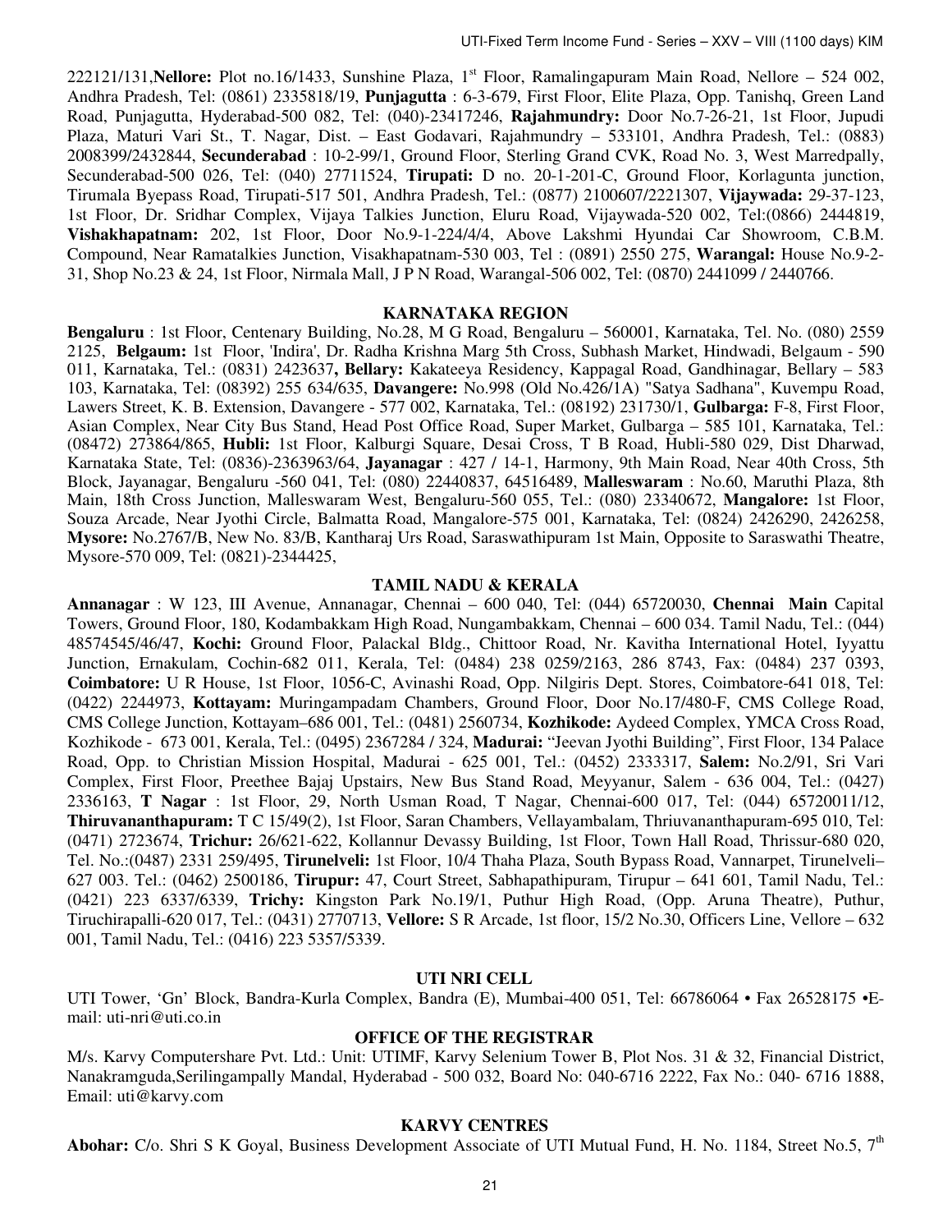222121/131,**Nellore:** Plot no.16/1433, Sunshine Plaza, 1st Floor, Ramalingapuram Main Road, Nellore – 524 002, Andhra Pradesh, Tel: (0861) 2335818/19, **Punjagutta** : 6-3-679, First Floor, Elite Plaza, Opp. Tanishq, Green Land Road, Punjagutta, Hyderabad-500 082, Tel: (040)-23417246, **Rajahmundry:** Door No.7-26-21, 1st Floor, Jupudi Plaza, Maturi Vari St., T. Nagar, Dist. – East Godavari, Rajahmundry – 533101, Andhra Pradesh, Tel.: (0883) 2008399/2432844, **Secunderabad** : 10-2-99/1, Ground Floor, Sterling Grand CVK, Road No. 3, West Marredpally, Secunderabad-500 026, Tel: (040) 27711524, **Tirupati:** D no. 20-1-201-C, Ground Floor, Korlagunta junction, Tirumala Byepass Road, Tirupati-517 501, Andhra Pradesh, Tel.: (0877) 2100607/2221307, **Vijaywada:** 29-37-123, 1st Floor, Dr. Sridhar Complex, Vijaya Talkies Junction, Eluru Road, Vijaywada-520 002, Tel:(0866) 2444819, **Vishakhapatnam:** 202, 1st Floor, Door No.9-1-224/4/4, Above Lakshmi Hyundai Car Showroom, C.B.M. Compound, Near Ramatalkies Junction, Visakhapatnam-530 003, Tel : (0891) 2550 275, **Warangal:** House No.9-2-31, Shop No.23 & 24, 1st Floor, Nirmala Mall, J P N Road, Warangal-506 002, Tel: (0870) 2441099 / 2440766.

## KARNATAKA REGION

**Bengaluru** : 1st Floor, Centenary Building, No.28, M G Road, Bengaluru – 560001, Karnataka, Tel. No. (080) 2559 2125, **Belgaum:** 1st Floor, 'Indira', Dr. Radha Krishna Marg 5th Cross, Subhash Market, Hindwadi, Belgaum - 590 011, Karnataka, Tel.: (0831) 2423637**, Bellary:** Kakateeya Residency, Kappagal Road, Gandhinagar, Bellary – 583 103, Karnataka, Tel: (08392) 255 634/635, **Davangere:** No.998 (Old No.426/1A) "Satya Sadhana", Kuvempu Road, Lawers Street, K. B. Extension, Davangere - 577 002, Karnataka, Tel.: (08192) 231730/1, **Gulbarga:** F-8, First Floor, Asian Complex, Near City Bus Stand, Head Post Office Road, Super Market, Gulbarga – 585 101, Karnataka, Tel.: (08472) 273864/865, **Hubli:** 1st Floor, Kalburgi Square, Desai Cross, T B Road, Hubli-580 029, Dist Dharwad, Karnataka State, Tel: (0836)-2363963/64, **Jayanagar** : 427 / 14-1, Harmony, 9th Main Road, Near 40th Cross, 5th Block, Jayanagar, Bengaluru -560 041, Tel: (080) 22440837, 64516489, **Malleswaram** : No.60, Maruthi Plaza, 8th Main, 18th Cross Junction, Malleswaram West, Bengaluru-560 055, Tel.: (080) 23340672, **Mangalore:** 1st Floor, Souza Arcade, Near Jyothi Circle, Balmatta Road, Mangalore-575 001, Karnataka, Tel: (0824) 2426290, 2426258, **Mysore:** No.2767/B, New No. 83/B, Kantharaj Urs Road, Saraswathipuram 1st Main, Opposite to Saraswathi Theatre, Mysore-570 009, Tel: (0821)-2344425,

## TAMIL NADU & KERALA

**Annanagar** : W 123, III Avenue, Annanagar, Chennai – 600 040, Tel: (044) 65720030, **Chennai Main** Capital Towers, Ground Floor, 180, Kodambakkam High Road, Nungambakkam, Chennai – 600 034. Tamil Nadu, Tel.: (044) 48574545/46/47, **Kochi:** Ground Floor, Palackal Bldg., Chittoor Road, Nr. Kavitha International Hotel, Iyyattu Junction, Ernakulam, Cochin-682 011, Kerala, Tel: (0484) 238 0259/2163, 286 8743, Fax: (0484) 237 0393, **Coimbatore:** U R House, 1st Floor, 1056-C, Avinashi Road, Opp. Nilgiris Dept. Stores, Coimbatore-641 018, Tel: (0422) 2244973, **Kottayam:** Muringampadam Chambers, Ground Floor, Door No.17/480-F, CMS College Road, CMS College Junction, Kottayam–686 001, Tel.: (0481) 2560734, **Kozhikode:** Aydeed Complex, YMCA Cross Road, Kozhikode - 673 001, Kerala, Tel.: (0495) 2367284 / 324, **Madurai:** "Jeevan Jyothi Building", First Floor, 134 Palace Road, Opp. to Christian Mission Hospital, Madurai - 625 001, Tel.: (0452) 2333317, **Salem:** No.2/91, Sri Vari Complex, First Floor, Preethee Bajaj Upstairs, New Bus Stand Road, Meyyanur, Salem - 636 004, Tel.: (0427) 2336163, **T Nagar** : 1st Floor, 29, North Usman Road, T Nagar, Chennai-600 017, Tel: (044) 65720011/12, **Thiruvananthapuram:** T C 15/49(2), 1st Floor, Saran Chambers, Vellayambalam, Thriuvananthapuram-695 010, Tel: (0471) 2723674, **Trichur:** 26/621-622, Kollannur Devassy Building, 1st Floor, Town Hall Road, Thrissur-680 020, Tel. No.:(0487) 2331 259/495, **Tirunelveli:** 1st Floor, 10/4 Thaha Plaza, South Bypass Road, Vannarpet, Tirunelveli–627 003. Tel.: (0462) 2500186, **Tirupur:** 47, Court Street, Sabhapathipuram, Tirupur – 641 601, Tamil Nadu, Tel.: (0421) 223 6337/6339, **Trichy:** Kingston Park No.19/1, Puthur High Road, (Opp. Aruna Theatre), Puthur, Tiruchirapalli-620 017, Tel.: (0431) 2770713, **Vellore:** S R Arcade, 1st floor, 15/2 No.30, Officers Line, Vellore – 632 001, Tamil Nadu, Tel.: (0416) 223 5357/5339.

## UTI NRI CELL

UTI Tower, 'Gn' Block, Bandra-Kurla Complex, Bandra (E), Mumbai-400 051, Tel: 66786064 • Fax 26528175 •E-mail: uti-nri@uti.co.in

## OFFICE OF THE REGISTRAR

M/s. Karvy Computershare Pvt. Ltd.: Unit: UTIMF, Karvy Selenium Tower B, Plot Nos. 31 & 32, Financial District, Nanakramguda,Serilingampally Mandal, Hyderabad - 500 032, Board No: 040-6716 2222, Fax No.: 040- 6716 1888, Email: uti@karvy.com

## KARVY CENTRES

**Abohar:** C/o. Shri S K Goyal, Business Development Associate of UTI Mutual Fund, H. No. 1184, Street No.5, 7th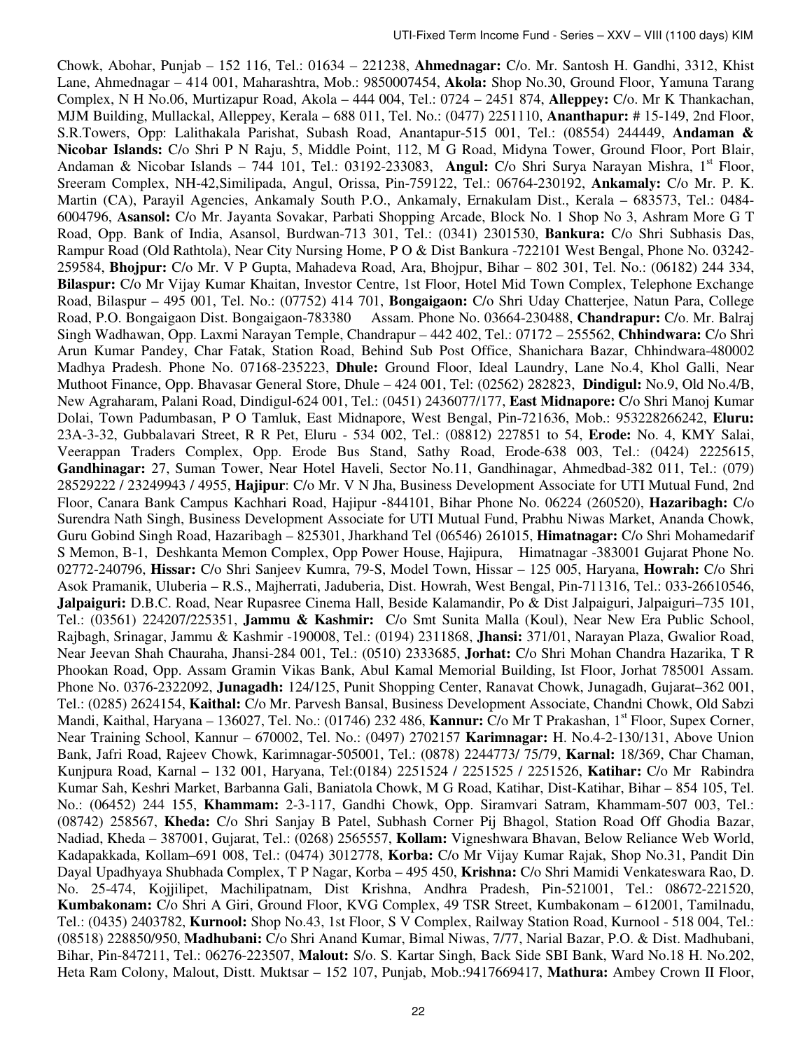Chowk, Abohar, Punjab – 152 116, Tel.: 01634 – 221238, **Ahmednagar:** C/o. Mr. Santosh H. Gandhi, 3312, Khist Lane, Ahmednagar – 414 001, Maharashtra, Mob.: 9850007454, **Akola:** Shop No.30, Ground Floor, Yamuna Tarang Complex, N H No.06, Murtizapur Road, Akola – 444 004, Tel.: 0724 – 2451 874, **Alleppey:** C/o. Mr K Thankachan, MJM Building, Mullackal, Alleppey, Kerala – 688 011, Tel. No.: (0477) 2251110, **Ananthapur:** # 15-149, 2nd Floor, S.R.Towers, Opp: Lalithakala Parishat, Subash Road, Anantapur-515 001, Tel.: (08554) 244449, **Andaman & Nicobar Islands:** C/o Shri P N Raju, 5, Middle Point, 112, M G Road, Midyna Tower, Ground Floor, Port Blair, Andaman & Nicobar Islands – 744 101, Tel.: 03192-233083, **Angul:** C/o Shri Surya Narayan Mishra, 1st Floor, Sreeram Complex, NH-42,Similipada, Angul, Orissa, Pin-759122, Tel.: 06764-230192, **Ankamaly:** C/o Mr. P. K. Martin (CA), Parayil Agencies, Ankamaly South P.O., Ankamaly, Ernakulam Dist., Kerala – 683573, Tel.: 0484-6004796, **Asansol:** C/o Mr. Jayanta Sovakar, Parbati Shopping Arcade, Block No. 1 Shop No 3, Ashram More G T Road, Opp. Bank of India, Asansol, Burdwan-713 301, Tel.: (0341) 2301530, **Bankura:** C/o Shri Subhasis Das, Rampur Road (Old Rathtola), Near City Nursing Home, P O & Dist Bankura -722101 West Bengal, Phone No. 03242-259584, **Bhojpur:** C/o Mr. V P Gupta, Mahadeva Road, Ara, Bhojpur, Bihar – 802 301, Tel. No.: (06182) 244 334, **Bilaspur:** C/o Mr Vijay Kumar Khaitan, Investor Centre, 1st Floor, Hotel Mid Town Complex, Telephone Exchange Road, Bilaspur – 495 001, Tel. No.: (07752) 414 701, **Bongaigaon:** C/o Shri Uday Chatterjee, Natun Para, College Road, P.O. Bongaigaon Dist. Bongaigaon-783380 Assam. Phone No. 03664-230488, **Chandrapur:** C/o. Mr. Balraj Singh Wadhawan, Opp. Laxmi Narayan Temple, Chandrapur – 442 402, Tel.: 07172 – 255562, **Chhindwara:** C/o Shri Arun Kumar Pandey, Char Fatak, Station Road, Behind Sub Post Office, Shanichara Bazar, Chhindwara-480002 Madhya Pradesh. Phone No. 07168-235223, **Dhule:** Ground Floor, Ideal Laundry, Lane No.4, Khol Galli, Near Muthoot Finance, Opp. Bhavasar General Store, Dhule – 424 001, Tel: (02562) 282823, **Dindigul:** No.9, Old No.4/B, New Agraharam, Palani Road, Dindigul-624 001, Tel.: (0451) 2436077/177, **East Midnapore:** C/o Shri Manoj Kumar Dolai, Town Padumbasan, P O Tamluk, East Midnapore, West Bengal, Pin-721636, Mob.: 953228266242, **Eluru:** 23A-3-32, Gubbalavari Street, R R Pet, Eluru - 534 002, Tel.: (08812) 227851 to 54, **Erode:** No. 4, KMY Salai, Veerappan Traders Complex, Opp. Erode Bus Stand, Sathy Road, Erode-638 003, Tel.: (0424) 2225615, **Gandhinagar:** 27, Suman Tower, Near Hotel Haveli, Sector No.11, Gandhinagar, Ahmedbad-382 011, Tel.: (079) 28529222 / 23249943 / 4955, **Hajipur**: C/o Mr. V N Jha, Business Development Associate for UTI Mutual Fund, 2nd Floor, Canara Bank Campus Kachhari Road, Hajipur -844101, Bihar Phone No. 06224 (260520), **Hazaribagh:** C/o Surendra Nath Singh, Business Development Associate for UTI Mutual Fund, Prabhu Niwas Market, Ananda Chowk, Guru Gobind Singh Road, Hazaribagh – 825301, Jharkhand Tel (06546) 261015, **Himatnagar:** C/o Shri Mohamedarif S Memon, B-1, Deshkanta Memon Complex, Opp Power House, Hajipura, Himatnagar -383001 Gujarat Phone No. 02772-240796, **Hissar:** C/o Shri Sanjeev Kumra, 79-S, Model Town, Hissar – 125 005, Haryana, **Howrah:** C/o Shri Asok Pramanik, Uluberia – R.S., Majherrati, Jaduberia, Dist. Howrah, West Bengal, Pin-711316, Tel.: 033-26610546, **Jalpaiguri:** D.B.C. Road, Near Rupasree Cinema Hall, Beside Kalamandir, Po & Dist Jalpaiguri, Jalpaiguri–735 101, Tel.: (03561) 224207/225351, **Jammu & Kashmir:** C/o Smt Sunita Malla (Koul), Near New Era Public School, Rajbagh, Srinagar, Jammu & Kashmir -190008, Tel.: (0194) 2311868, **Jhansi:** 371/01, Narayan Plaza, Gwalior Road, Near Jeevan Shah Chauraha, Jhansi-284 001, Tel.: (0510) 2333685, **Jorhat:** C/o Shri Mohan Chandra Hazarika, T R Phookan Road, Opp. Assam Gramin Vikas Bank, Abul Kamal Memorial Building, Ist Floor, Jorhat 785001 Assam. Phone No. 0376-2322092, **Junagadh:** 124/125, Punit Shopping Center, Ranavat Chowk, Junagadh, Gujarat–362 001, Tel.: (0285) 2624154, **Kaithal:** C/o Mr. Parvesh Bansal, Business Development Associate, Chandni Chowk, Old Sabzi Mandi, Kaithal, Haryana – 136027, Tel. No.: (01746) 232 486, **Kannur:** C/o Mr T Prakashan, 1st Floor, Supex Corner, Near Training School, Kannur – 670002, Tel. No.: (0497) 2702157 **Karimnagar:** H. No.4-2-130/131, Above Union Bank, Jafri Road, Rajeev Chowk, Karimnagar-505001, Tel.: (0878) 2244773/ 75/79, **Karnal:** 18/369, Char Chaman, Kunjpura Road, Karnal – 132 001, Haryana, Tel:(0184) 2251524 / 2251525 / 2251526, **Katihar:** C/o Mr Rabindra Kumar Sah, Keshri Market, Barbanna Gali, Baniatola Chowk, M G Road, Katihar, Dist-Katihar, Bihar – 854 105, Tel. No.: (06452) 244 155, **Khammam:** 2-3-117, Gandhi Chowk, Opp. Siramvari Satram, Khammam-507 003, Tel.: (08742) 258567, **Kheda:** C/o Shri Sanjay B Patel, Subhash Corner Pij Bhagol, Station Road Off Ghodia Bazar, Nadiad, Kheda – 387001, Gujarat, Tel.: (0268) 2565557, **Kollam:** Vigneshwara Bhavan, Below Reliance Web World, Kadapakkada, Kollam–691 008, Tel.: (0474) 3012778, **Korba:** C/o Mr Vijay Kumar Rajak, Shop No.31, Pandit Din Dayal Upadhyaya Shubhada Complex, T P Nagar, Korba – 495 450, **Krishna:** C/o Shri Mamidi Venkateswara Rao, D. No. 25-474, Kojjilipet, Machilipatnam, Dist Krishna, Andhra Pradesh, Pin-521001, Tel.: 08672-221520, **Kumbakonam:** C/o Shri A Giri, Ground Floor, KVG Complex, 49 TSR Street, Kumbakonam – 612001, Tamilnadu, Tel.: (0435) 2403782, **Kurnool:** Shop No.43, 1st Floor, S V Complex, Railway Station Road, Kurnool - 518 004, Tel.: (08518) 228850/950, **Madhubani:** C/o Shri Anand Kumar, Bimal Niwas, 7/77, Narial Bazar, P.O. & Dist. Madhubani, Bihar, Pin-847211, Tel.: 06276-223507, **Malout:** S/o. S. Kartar Singh, Back Side SBI Bank, Ward No.18 H. No.202, Heta Ram Colony, Malout, Distt. Muktsar – 152 107, Punjab, Mob.:9417669417, **Mathura:** Ambey Crown II Floor,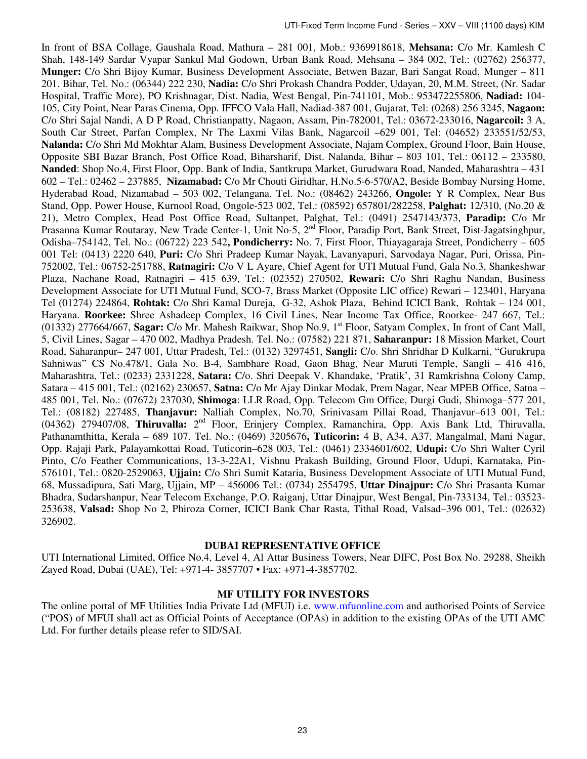In front of BSA Collage, Gaushala Road, Mathura – 281 001, Mob.: 9369918618, **Mehsana:** C/o Mr. Kamlesh C Shah, 148-149 Sardar Vyapar Sankul Mal Godown, Urban Bank Road, Mehsana – 384 002, Tel.: (02762) 256377, **Munger:** C/o Shri Bijoy Kumar, Business Development Associate, Betwen Bazar, Bari Sangat Road, Munger – 811 201. Bihar, Tel. No.: (06344) 222 230, **Nadia:** C/o Shri Prokash Chandra Podder, Udayan, 20, M.M. Street, (Nr. Sadar Hospital, Traffic More), PO Krishnagar, Dist. Nadia, West Bengal, Pin-741101, Mob.: 953472255806, **Nadiad:** 104-105, City Point, Near Paras Cinema, Opp. IFFCO Vala Hall, Nadiad-387 001, Gujarat, Tel: (0268) 256 3245, **Nagaon:** C/o Shri Sajal Nandi, A D P Road, Christianpatty, Nagaon, Assam, Pin-782001, Tel.: 03672-233016, **Nagarcoil:** 3 A, South Car Street, Parfan Complex, Nr The Laxmi Vilas Bank, Nagarcoil –629 001, Tel: (04652) 233551/52/53, **Nalanda:** C/o Shri Md Mokhtar Alam, Business Development Associate, Najam Complex, Ground Floor, Bain House, Opposite SBI Bazar Branch, Post Office Road, Biharsharif, Dist. Nalanda, Bihar – 803 101, Tel.: 06112 – 233580, **Nanded**: Shop No.4, First Floor, Opp. Bank of India, Santkrupa Market, Gurudwara Road, Nanded, Maharashtra – 431 602 – Tel.: 02462 – 237885, **Nizamabad:** C/o Mr Chouti Giridhar, H.No.5-6-570/A2, Beside Bombay Nursing Home, Hyderabad Road, Nizamabad – 503 002, Telangana. Tel. No.: (08462) 243266, **Ongole:** Y R Complex, Near Bus Stand, Opp. Power House, Kurnool Road, Ongole-523 002, Tel.: (08592) 657801/282258, **Palghat:** 12/310, (No.20 & 21), Metro Complex, Head Post Office Road, Sultanpet, Palghat, Tel.: (0491) 2547143/373, **Paradip:** C/o Mr Prasanna Kumar Routaray, New Trade Center-1, Unit No-5, 2nd Floor, Paradip Port, Bank Street, Dist-Jagatsinghpur, Odisha–754142, Tel. No.: (06722) 223 542**, Pondicherry:** No. 7, First Floor, Thiayagaraja Street, Pondicherry – 605 001 Tel: (0413) 2220 640, **Puri:** C/o Shri Pradeep Kumar Nayak, Lavanyapuri, Sarvodaya Nagar, Puri, Orissa, Pin-752002, Tel.: 06752-251788, **Ratnagiri:** C/o V L Ayare, Chief Agent for UTI Mutual Fund, Gala No.3, Shankeshwar Plaza, Nachane Road, Ratnagiri – 415 639, Tel.: (02352) 270502, **Rewari:** C/o Shri Raghu Nandan, Business Development Associate for UTI Mutual Fund, SCO-7, Brass Market (Opposite LIC office) Rewari – 123401, Haryana Tel (01274) 224864, **Rohtak:** C/o Shri Kamal Dureja, G-32, Ashok Plaza, Behind ICICI Bank, Rohtak – 124 001, Haryana. **Roorkee:** Shree Ashadeep Complex, 16 Civil Lines, Near Income Tax Office, Roorkee- 247 667, Tel.: (01332) 277664/667, **Sagar:** C/o Mr. Mahesh Raikwar, Shop No.9, 1st Floor, Satyam Complex, In front of Cant Mall, 5, Civil Lines, Sagar – 470 002, Madhya Pradesh. Tel. No.: (07582) 221 871, **Saharanpur:** 18 Mission Market, Court Road, Saharanpur– 247 001, Uttar Pradesh, Tel.: (0132) 3297451, **Sangli:** C/o. Shri Shridhar D Kulkarni, "Gurukrupa Sahniwas" CS No.478/1, Gala No. B-4, Sambhare Road, Gaon Bhag, Near Maruti Temple, Sangli – 416 416, Maharashtra, Tel.: (0233) 2331228, **Satara:** C/o. Shri Deepak V. Khandake, 'Pratik', 31 Ramkrishna Colony Camp, Satara – 415 001, Tel.: (02162) 230657, **Satna:** C/o Mr Ajay Dinkar Modak, Prem Nagar, Near MPEB Office, Satna – 485 001, Tel. No.: (07672) 237030, **Shimoga**: LLR Road, Opp. Telecom Gm Office, Durgi Gudi, Shimoga–577 201, Tel.: (08182) 227485, **Thanjavur:** Nalliah Complex, No.70, Srinivasam Pillai Road, Thanjavur–613 001, Tel.: (04362) 279407/08, **Thiruvalla:** 2nd Floor, Erinjery Complex, Ramanchira, Opp. Axis Bank Ltd, Thiruvalla, Pathanamthitta, Kerala – 689 107. Tel. No.: (0469) 3205676**, Tuticorin:** 4 B, A34, A37, Mangalmal, Mani Nagar, Opp. Rajaji Park, Palayamkottai Road, Tuticorin–628 003, Tel.: (0461) 2334601/602, **Udupi:** C/o Shri Walter Cyril Pinto, C/o Feather Communications, 13-3-22A1, Vishnu Prakash Building, Ground Floor, Udupi, Karnataka, Pin-576101, Tel.: 0820-2529063, **Ujjain:** C/o Shri Sumit Kataria, Business Development Associate of UTI Mutual Fund, 68, Mussadipura, Sati Marg, Ujjain, MP – 456006 Tel.: (0734) 2554795, **Uttar Dinajpur:** C/o Shri Prasanta Kumar Bhadra, Sudarshanpur, Near Telecom Exchange, P.O. Raiganj, Uttar Dinajpur, West Bengal, Pin-733134, Tel.: 03523-253638, **Valsad:** Shop No 2, Phiroza Corner, ICICI Bank Char Rasta, Tithal Road, Valsad–396 001, Tel.: (02632) 326902.

## DUBAI REPRESENTATIVE OFFICE

UTI International Limited, Office No.4, Level 4, Al Attar Business Towers, Near DIFC, Post Box No. 29288, Sheikh Zayed Road, Dubai (UAE), Tel: +971-4- 3857707 • Fax: +971-4-3857702.

## MF UTILITY FOR INVESTORS

The online portal of MF Utilities India Private Ltd (MFUI) i.e. www.mfuonline.com and authorised Points of Service ("POS) of MFUI shall act as Official Points of Acceptance (OPAs) in addition to the existing OPAs of the UTI AMC Ltd. For further details please refer to SID/SAI.